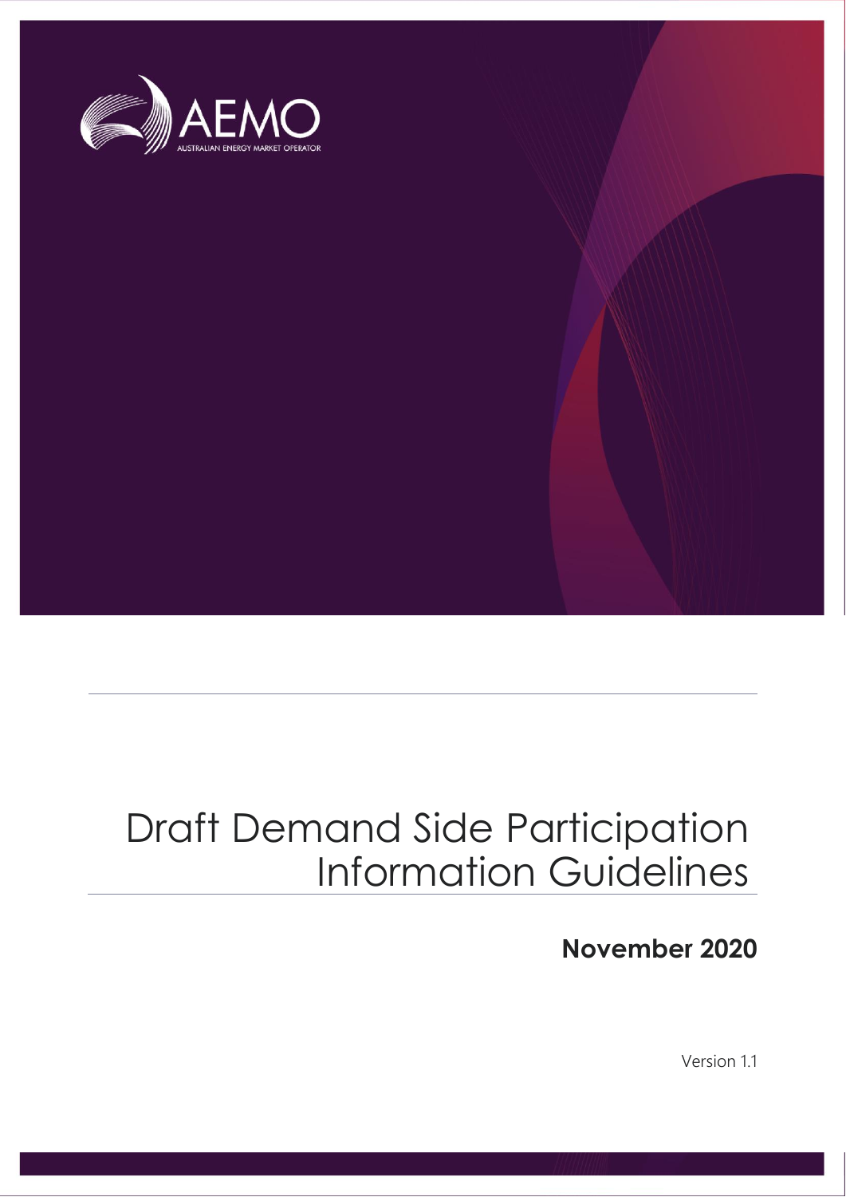AEMO

AUSTRALIAN ENERGY MARKET OPERATOR

# Draft Demand Side Participation Information Guidelines

**November 2020**

Version 1.1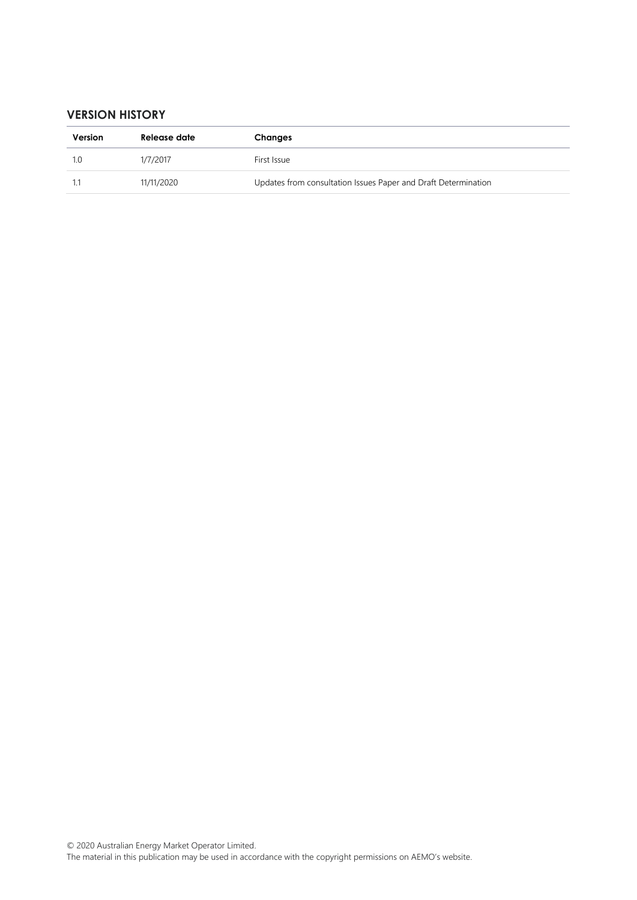## VERSION HISTORY

| Version | Release date | Changes |
| --- | --- | --- |
| 1.0 | 1/7/2017 | First Issue |
| 1.1 | 11/11/2020 | Updates from consultation Issues Paper and Draft Determination |

© 2020 Australian Energy Market Operator Limited.
The material in this publication may be used in accordance with the copyright permissions on AEMO's website.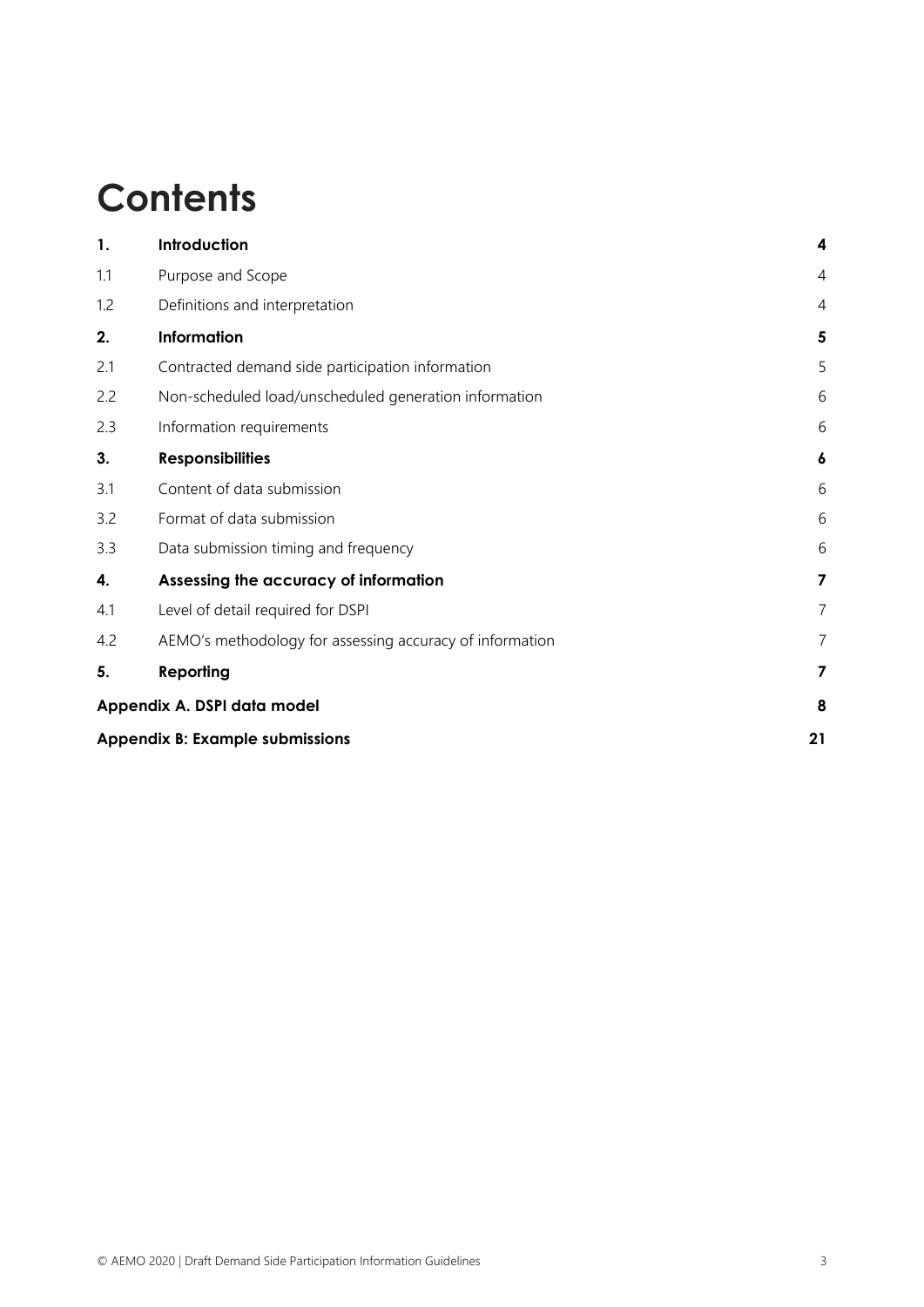# Contents

| | | |
|---|---|---|
| **1.** | **Introduction** | **4** |
| 1.1 | Purpose and Scope | 4 |
| 1.2 | Definitions and interpretation | 4 |
| **2.** | **Information** | **5** |
| 2.1 | Contracted demand side participation information | 5 |
| 2.2 | Non-scheduled load/unscheduled generation information | 6 |
| 2.3 | Information requirements | 6 |
| **3.** | **Responsibilities** | **6** |
| 3.1 | Content of data submission | 6 |
| 3.2 | Format of data submission | 6 |
| 3.3 | Data submission timing and frequency | 6 |
| **4.** | **Assessing the accuracy of information** | **7** |
| 4.1 | Level of detail required for DSPI | 7 |
| 4.2 | AEMO's methodology for assessing accuracy of information | 7 |
| **5.** | **Reporting** | **7** |
| **Appendix A. DSPI data model** | | **8** |
| **Appendix B: Example submissions** | | **21** |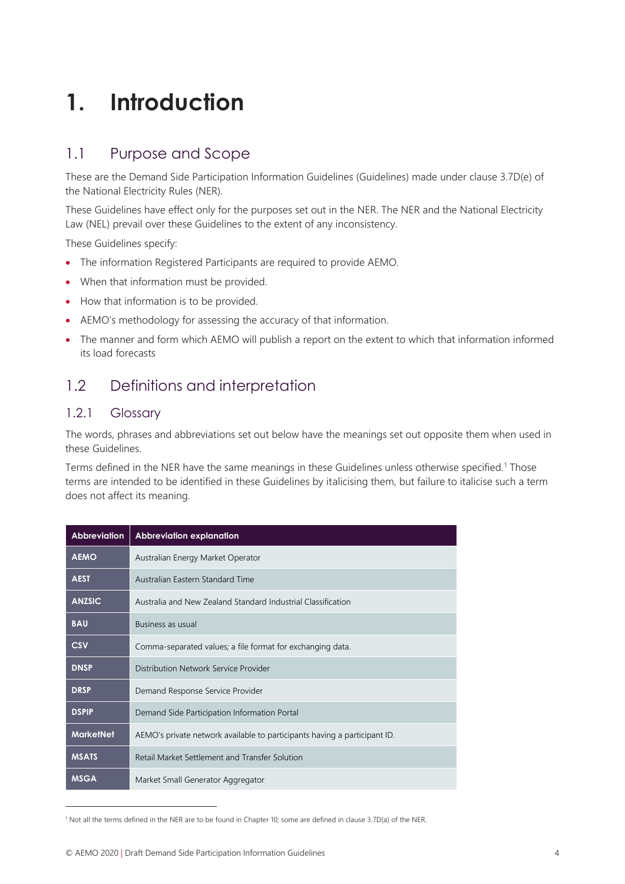# 1. Introduction

## 1.1 Purpose and Scope

These are the Demand Side Participation Information Guidelines (Guidelines) made under clause 3.7D(e) of the National Electricity Rules (NER).

These Guidelines have effect only for the purposes set out in the NER. The NER and the National Electricity Law (NEL) prevail over these Guidelines to the extent of any inconsistency.

These Guidelines specify:

- The information Registered Participants are required to provide AEMO.
- When that information must be provided.
- How that information is to be provided.
- AEMO's methodology for assessing the accuracy of that information.
- The manner and form which AEMO will publish a report on the extent to which that information informed its load forecasts

## 1.2 Definitions and interpretation

### 1.2.1 Glossary

The words, phrases and abbreviations set out below have the meanings set out opposite them when used in these Guidelines.

Terms defined in the NER have the same meanings in these Guidelines unless otherwise specified.[1] Those terms are intended to be identified in these Guidelines by italicising them, but failure to italicise such a term does not affect its meaning.

| Abbreviation | Abbreviation explanation |
|---|---|
| **AEMO** | Australian Energy Market Operator |
| **AEST** | Australian Eastern Standard Time |
| **ANZSIC** | Australia and New Zealand Standard Industrial Classification |
| **BAU** | Business as usual |
| **CSV** | Comma-separated values; a file format for exchanging data. |
| **DNSP** | Distribution Network Service Provider |
| **DRSP** | Demand Response Service Provider |
| **DSPIP** | Demand Side Participation Information Portal |
| **MarketNet** | AEMO's private network available to participants having a participant ID. |
| **MSATS** | Retail Market Settlement and Transfer Solution |
| **MSGA** | Market Small Generator Aggregator |

[1] Not all the terms defined in the NER are to be found in Chapter 10; some are defined in clause 3.7D(a) of the NER.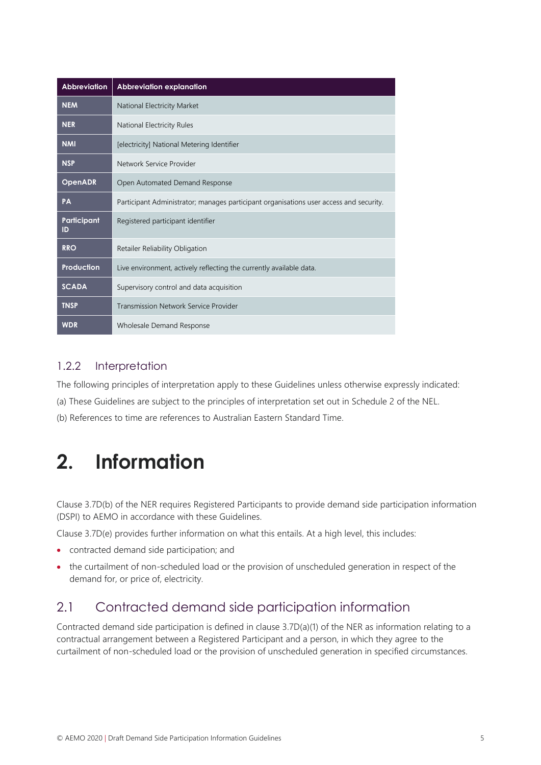| Abbreviation | Abbreviation explanation |
| --- | --- |
| **NEM** | National Electricity Market |
| **NER** | National Electricity Rules |
| **NMI** | [electricity] National Metering Identifier |
| **NSP** | Network Service Provider |
| **OpenADR** | Open Automated Demand Response |
| **PA** | Participant Administrator; manages participant organisations user access and security. |
| **Participant ID** | Registered participant identifier |
| **RRO** | Retailer Reliability Obligation |
| **Production** | Live environment, actively reflecting the currently available data. |
| **SCADA** | Supervisory control and data acquisition |
| **TNSP** | Transmission Network Service Provider |
| **WDR** | Wholesale Demand Response |

### 1.2.2 Interpretation

The following principles of interpretation apply to these Guidelines unless otherwise expressly indicated:

(a) These Guidelines are subject to the principles of interpretation set out in Schedule 2 of the NEL.

(b) References to time are references to Australian Eastern Standard Time.

# 2. Information

Clause 3.7D(b) of the NER requires Registered Participants to provide demand side participation information (DSPI) to AEMO in accordance with these Guidelines.

Clause 3.7D(e) provides further information on what this entails. At a high level, this includes:

- contracted demand side participation; and
- the curtailment of non-scheduled load or the provision of unscheduled generation in respect of the demand for, or price of, electricity.

## 2.1 Contracted demand side participation information

Contracted demand side participation is defined in clause 3.7D(a)(1) of the NER as information relating to a contractual arrangement between a Registered Participant and a person, in which they agree to the curtailment of non-scheduled load or the provision of unscheduled generation in specified circumstances.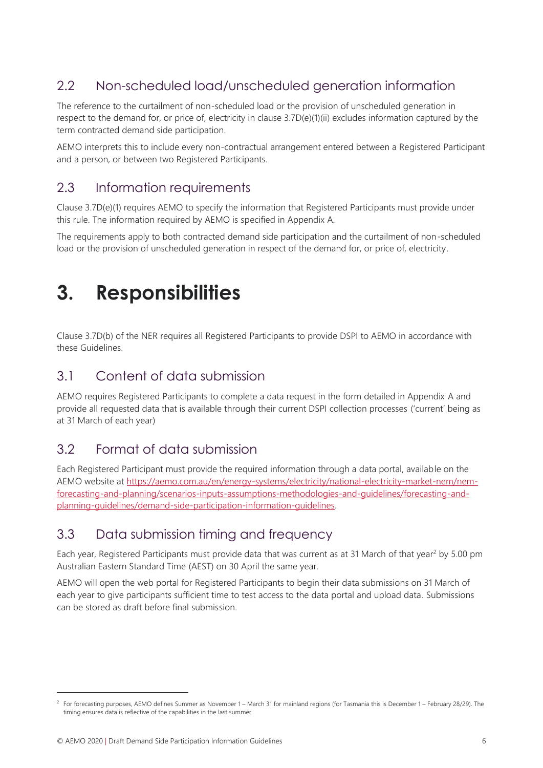## 2.2 Non-scheduled load/unscheduled generation information

The reference to the curtailment of non-scheduled load or the provision of unscheduled generation in respect to the demand for, or price of, electricity in clause 3.7D(e)(1)(ii) excludes information captured by the term contracted demand side participation.

AEMO interprets this to include every non-contractual arrangement entered between a Registered Participant and a person, or between two Registered Participants.

## 2.3 Information requirements

Clause 3.7D(e)(1) requires AEMO to specify the information that Registered Participants must provide under this rule. The information required by AEMO is specified in Appendix A.

The requirements apply to both contracted demand side participation and the curtailment of non-scheduled load or the provision of unscheduled generation in respect of the demand for, or price of, electricity.

# 3. Responsibilities

Clause 3.7D(b) of the NER requires all Registered Participants to provide DSPI to AEMO in accordance with these Guidelines.

## 3.1 Content of data submission

AEMO requires Registered Participants to complete a data request in the form detailed in Appendix A and provide all requested data that is available through their current DSPI collection processes ('current' being as at 31 March of each year)

## 3.2 Format of data submission

Each Registered Participant must provide the required information through a data portal, available on the AEMO website at https://aemo.com.au/en/energy-systems/electricity/national-electricity-market-nem/nem-forecasting-and-planning/scenarios-inputs-assumptions-methodologies-and-guidelines/forecasting-and-planning-guidelines/demand-side-participation-information-guidelines.

## 3.3 Data submission timing and frequency

Each year, Registered Participants must provide data that was current as at 31 March of that year[2] by 5.00 pm Australian Eastern Standard Time (AEST) on 30 April the same year.

AEMO will open the web portal for Registered Participants to begin their data submissions on 31 March of each year to give participants sufficient time to test access to the data portal and upload data. Submissions can be stored as draft before final submission.

[2] For forecasting purposes, AEMO defines Summer as November 1 – March 31 for mainland regions (for Tasmania this is December 1 – February 28/29). The timing ensures data is reflective of the capabilities in the last summer.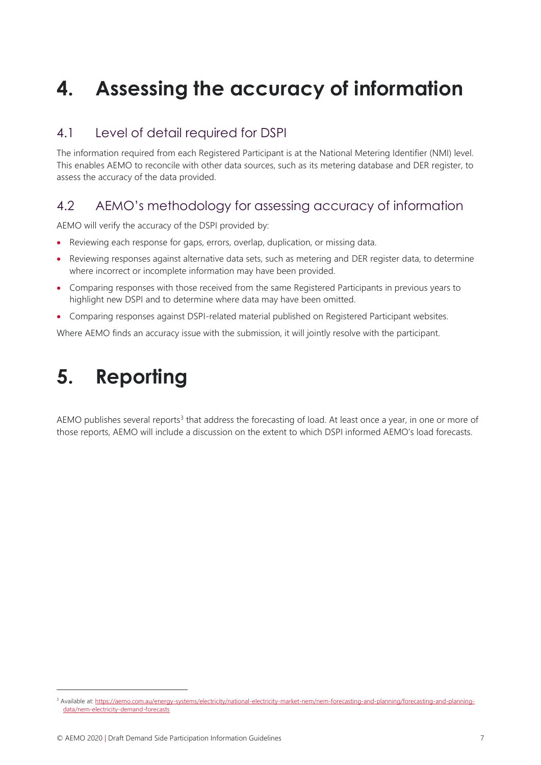# 4. Assessing the accuracy of information

## 4.1 Level of detail required for DSPI

The information required from each Registered Participant is at the National Metering Identifier (NMI) level. This enables AEMO to reconcile with other data sources, such as its metering database and DER register, to assess the accuracy of the data provided.

## 4.2 AEMO's methodology for assessing accuracy of information

AEMO will verify the accuracy of the DSPI provided by:

- Reviewing each response for gaps, errors, overlap, duplication, or missing data.
- Reviewing responses against alternative data sets, such as metering and DER register data, to determine where incorrect or incomplete information may have been provided.
- Comparing responses with those received from the same Registered Participants in previous years to highlight new DSPI and to determine where data may have been omitted.
- Comparing responses against DSPI-related material published on Registered Participant websites.

Where AEMO finds an accuracy issue with the submission, it will jointly resolve with the participant.

# 5. Reporting

AEMO publishes several reports[3] that address the forecasting of load. At least once a year, in one or more of those reports, AEMO will include a discussion on the extent to which DSPI informed AEMO's load forecasts.

[3] Available at: https://aemo.com.au/energy-systems/electricity/national-electricity-market-nem/nem-forecasting-and-planning/forecasting-and-planning-data/nem-electricity-demand-forecasts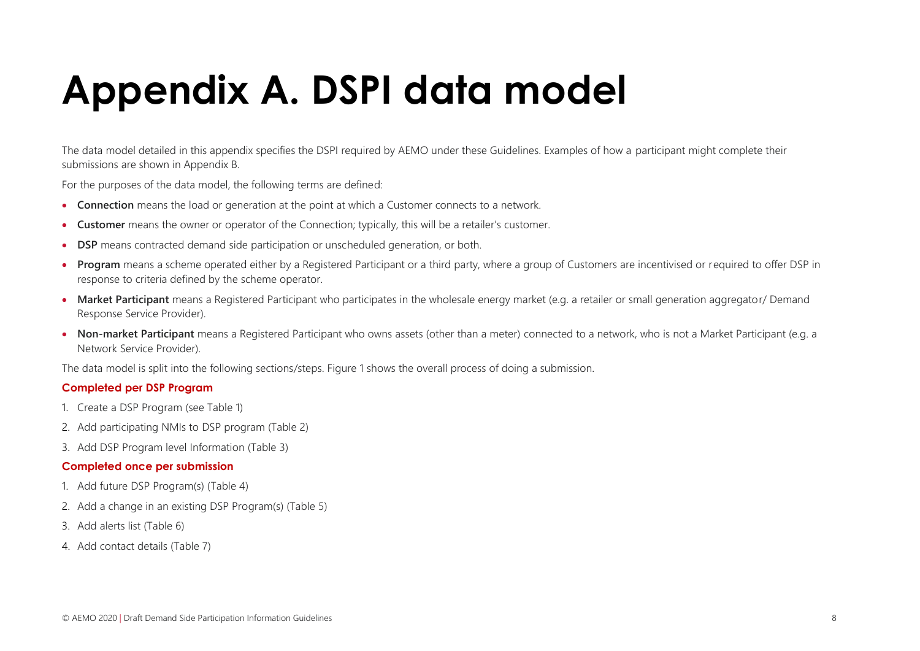# Appendix A. DSPI data model

The data model detailed in this appendix specifies the DSPI required by AEMO under these Guidelines. Examples of how a participant might complete their submissions are shown in Appendix B.

For the purposes of the data model, the following terms are defined:

- **Connection** means the load or generation at the point at which a Customer connects to a network.
- **Customer** means the owner or operator of the Connection; typically, this will be a retailer's customer.
- **DSP** means contracted demand side participation or unscheduled generation, or both.
- **Program** means a scheme operated either by a Registered Participant or a third party, where a group of Customers are incentivised or required to offer DSP in response to criteria defined by the scheme operator.
- **Market Participant** means a Registered Participant who participates in the wholesale energy market (e.g. a retailer or small generation aggregator/ Demand Response Service Provider).
- **Non-market Participant** means a Registered Participant who owns assets (other than a meter) connected to a network, who is not a Market Participant (e.g. a Network Service Provider).

The data model is split into the following sections/steps. Figure 1 shows the overall process of doing a submission.

### Completed per DSP Program

1. Create a DSP Program (see Table 1)
2. Add participating NMIs to DSP program (Table 2)
3. Add DSP Program level Information (Table 3)

### Completed once per submission

1. Add future DSP Program(s) (Table 4)
2. Add a change in an existing DSP Program(s) (Table 5)
3. Add alerts list (Table 6)
4. Add contact details (Table 7)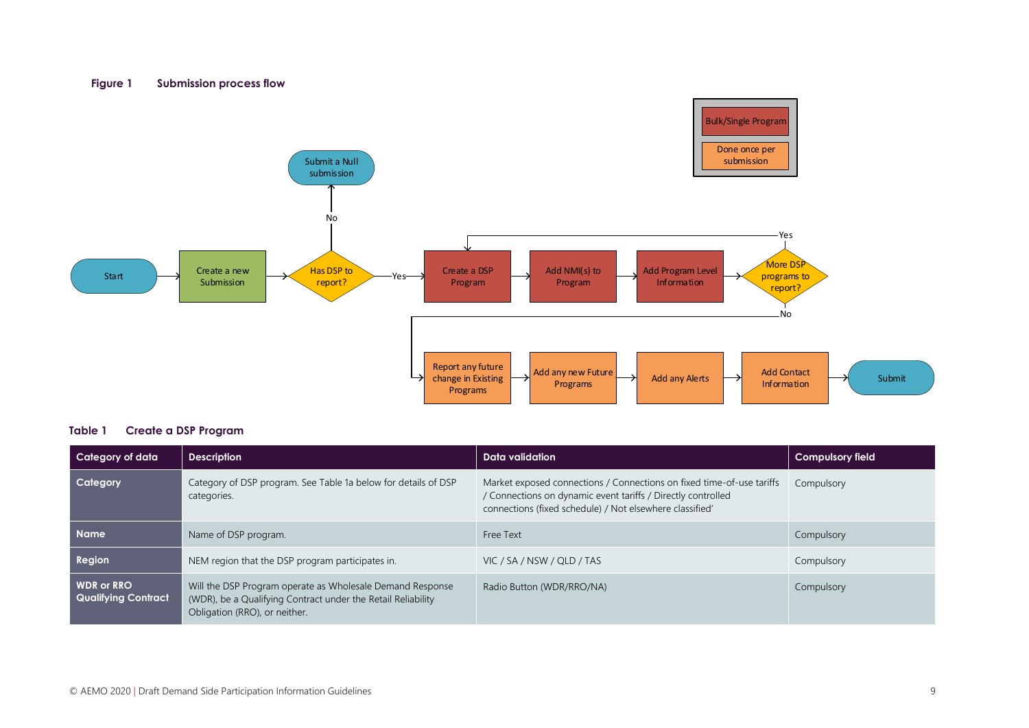**Figure 1 Submission process flow**

Start → Create a new Submission → Has DSP to report?

- No → Submit a Null submission
- Yes → Create a DSP Program → Add NMI(s) to Program → Add Program Level Information → More DSP programs to report?
  - Yes → Create a DSP Program
  - No → Report any future change in Existing Programs → Add any new Future Programs → Add any Alerts → Add Contact Information → Submit

Legend: Bulk/Single Program; Done once per submission

**Table 1 Create a DSP Program**

| Category of data | Description | Data validation | Compulsory field |
|---|---|---|---|
| **Category** | Category of DSP program. See Table 1a below for details of DSP categories. | Market exposed connections / Connections on fixed time-of-use tariffs / Connections on dynamic event tariffs / Directly controlled connections (fixed schedule) / Not elsewhere classified' | Compulsory |
| **Name** | Name of DSP program. | Free Text | Compulsory |
| **Region** | NEM region that the DSP program participates in. | VIC / SA / NSW / QLD / TAS | Compulsory |
| **WDR or RRO Qualifying Contract** | Will the DSP Program operate as Wholesale Demand Response (WDR), be a Qualifying Contract under the Retail Reliability Obligation (RRO), or neither. | Radio Button (WDR/RRO/NA) | Compulsory |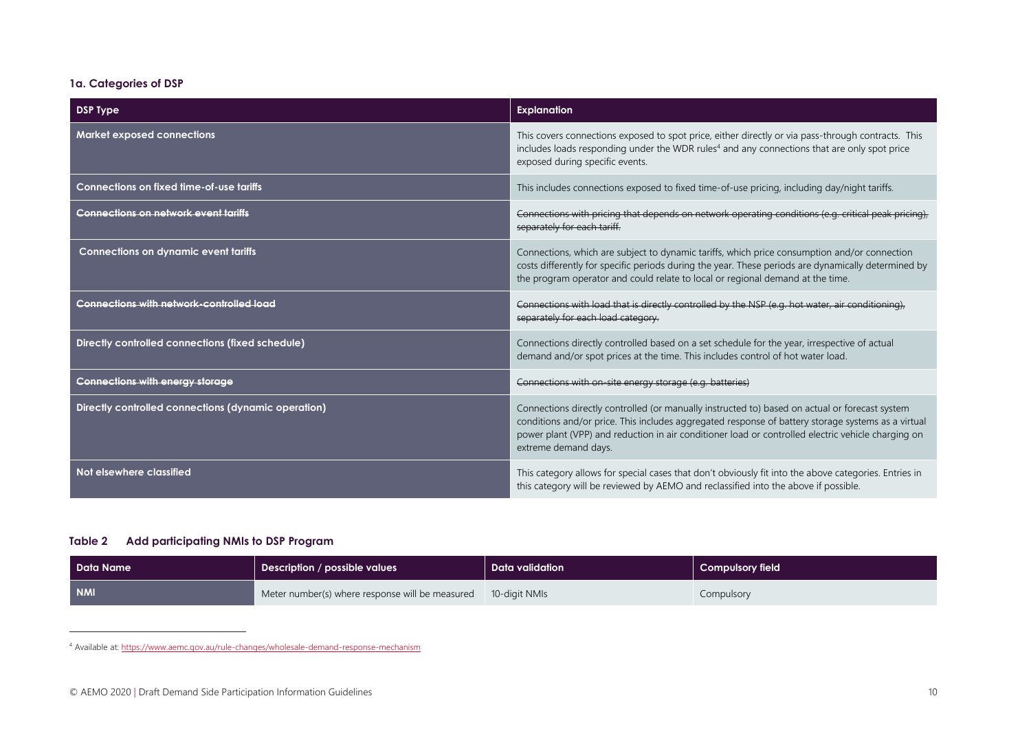### 1a. Categories of DSP

| DSP Type | Explanation |
|---|---|
| **Market exposed connections** | This covers connections exposed to spot price, either directly or via pass-through contracts. This includes loads responding under the WDR rules[4] and any connections that are only spot price exposed during specific events. |
| **Connections on fixed time-of-use tariffs** | This includes connections exposed to fixed time-of-use pricing, including day/night tariffs. |
| ~~**Connections on network event tariffs**~~ | ~~Connections with pricing that depends on network operating conditions (e.g. critical peak pricing), separately for each tariff.~~ |
| **Connections on dynamic event tariffs** | Connections, which are subject to dynamic tariffs, which price consumption and/or connection costs differently for specific periods during the year. These periods are dynamically determined by the program operator and could relate to local or regional demand at the time. |
| ~~**Connections with network-controlled load**~~ | ~~Connections with load that is directly controlled by the NSP (e.g. hot water, air conditioning), separately for each load category.~~ |
| **Directly controlled connections (fixed schedule)** | Connections directly controlled based on a set schedule for the year, irrespective of actual demand and/or spot prices at the time. This includes control of hot water load. |
| ~~**Connections with energy storage**~~ | ~~Connections with on-site energy storage (e.g. batteries)~~ |
| **Directly controlled connections (dynamic operation)** | Connections directly controlled (or manually instructed to) based on actual or forecast system conditions and/or price. This includes aggregated response of battery storage systems as a virtual power plant (VPP) and reduction in air conditioner load or controlled electric vehicle charging on extreme demand days. |
| **Not elsewhere classified** | This category allows for special cases that don't obviously fit into the above categories. Entries in this category will be reviewed by AEMO and reclassified into the above if possible. |

**Table 2 Add participating NMIs to DSP Program**

| Data Name | Description / possible values | Data validation | Compulsory field |
|---|---|---|---|
| **NMI** | Meter number(s) where response will be measured | 10-digit NMIs | Compulsory |

[4] Available at: https://www.aemc.gov.au/rule-changes/wholesale-demand-response-mechanism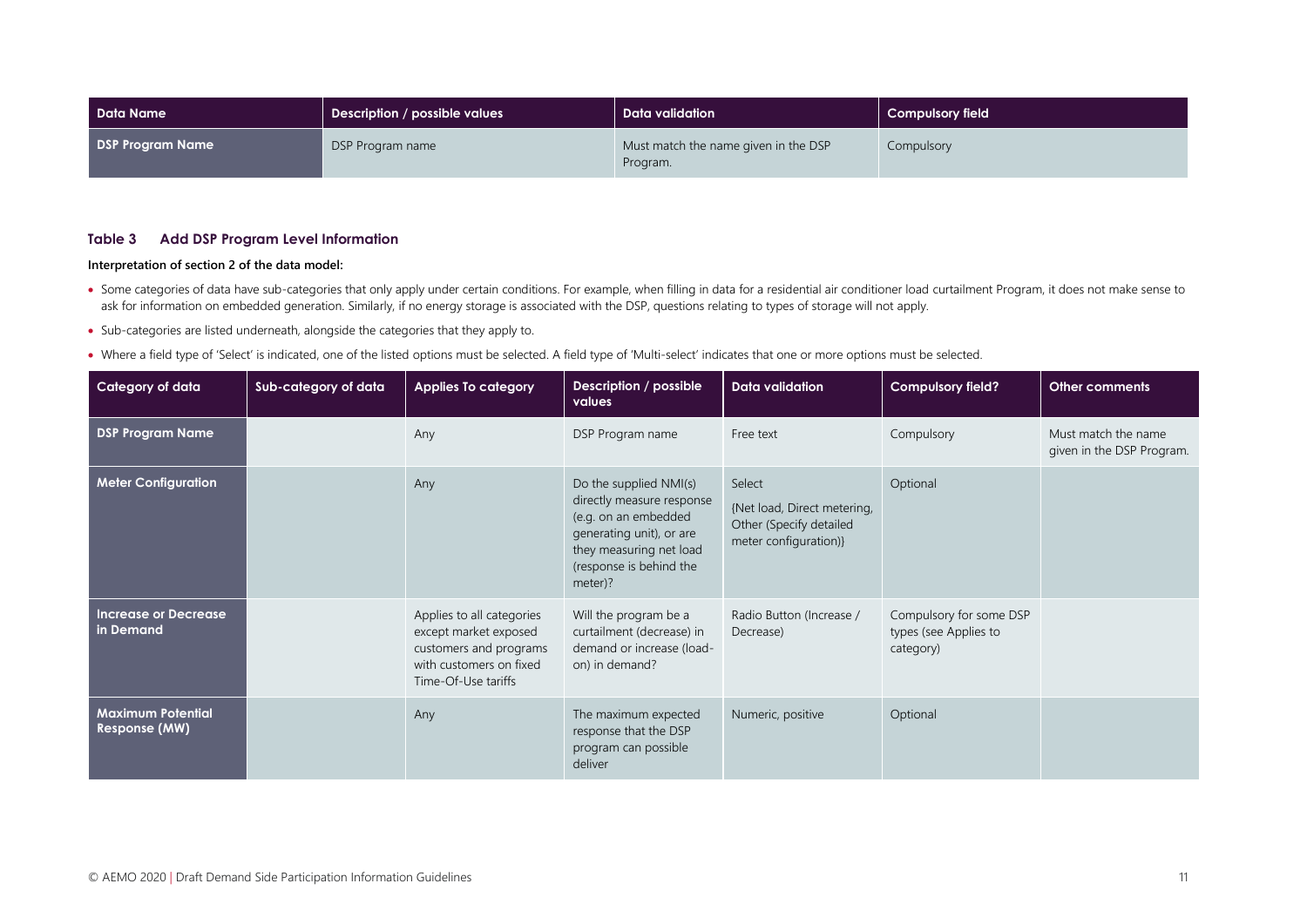| Data Name | Description / possible values | Data validation | Compulsory field |
| --- | --- | --- | --- |
| DSP Program Name | DSP Program name | Must match the name given in the DSP Program. | Compulsory |

**Table 3 Add DSP Program Level Information**

**Interpretation of section 2 of the data model:**

- Some categories of data have sub-categories that only apply under certain conditions. For example, when filling in data for a residential air conditioner load curtailment Program, it does not make sense to ask for information on embedded generation. Similarly, if no energy storage is associated with the DSP, questions relating to types of storage will not apply.
- Sub-categories are listed underneath, alongside the categories that they apply to.
- Where a field type of 'Select' is indicated, one of the listed options must be selected. A field type of 'Multi-select' indicates that one or more options must be selected.

| Category of data | Sub-category of data | Applies To category | Description / possible values | Data validation | Compulsory field? | Other comments |
| --- | --- | --- | --- | --- | --- | --- |
| DSP Program Name | | Any | DSP Program name | Free text | Compulsory | Must match the name given in the DSP Program. |
| Meter Configuration | | Any | Do the supplied NMI(s) directly measure response (e.g. on an embedded generating unit), or are they measuring net load (response is behind the meter)? | Select {Net load, Direct metering, Other (Specify detailed meter configuration)} | Optional | |
| Increase or Decrease in Demand | | Applies to all categories except market exposed customers and programs with customers on fixed Time-Of-Use tariffs | Will the program be a curtailment (decrease) in demand or increase (load-on) in demand? | Radio Button (Increase / Decrease) | Compulsory for some DSP types (see Applies to category) | |
| Maximum Potential Response (MW) | | Any | The maximum expected response that the DSP program can possible deliver | Numeric, positive | Optional | |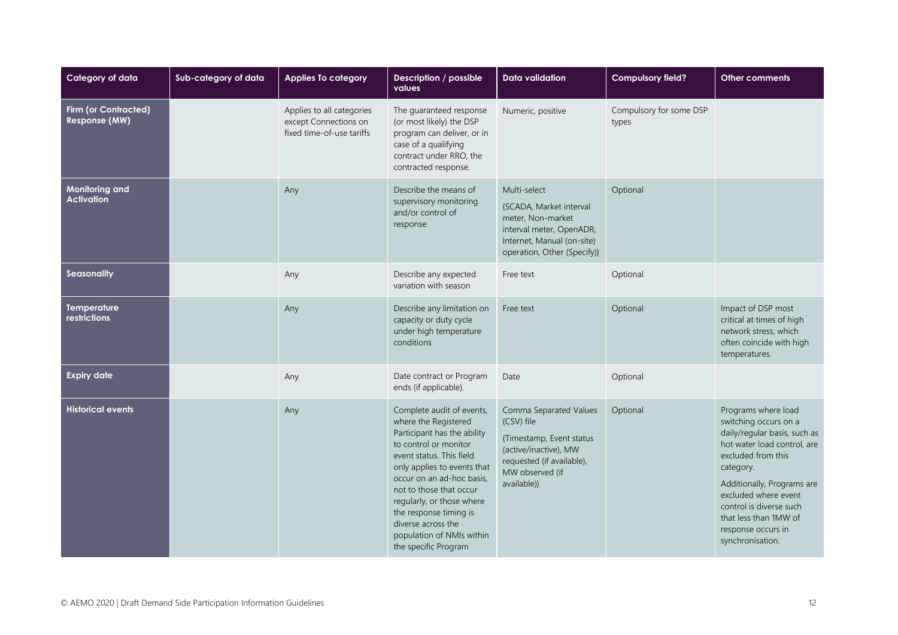| Category of data | Sub-category of data | Applies To category | Description / possible values | Data validation | Compulsory field? | Other comments |
|---|---|---|---|---|---|---|
| **Firm (or Contracted) Response (MW)** | | Applies to all categories except Connections on fixed time-of-use tariffs | The guaranteed response (or most likely) the DSP program can deliver, or in case of a qualifying contract under RRO, the contracted response. | Numeric, positive | Compulsory for some DSP types | |
| **Monitoring and Activation** | | Any | Describe the means of supervisory monitoring and/or control of response | Multi-select<br><br>{SCADA, Market interval meter, Non-market interval meter, OpenADR, Internet, Manual (on-site) operation, Other (Specify)} | Optional | |
| **Seasonality** | | Any | Describe any expected variation with season | Free text | Optional | |
| **Temperature restrictions** | | Any | Describe any limitation on capacity or duty cycle under high temperature conditions | Free text | Optional | Impact of DSP most critical at times of high network stress, which often coincide with high temperatures. |
| **Expiry date** | | Any | Date contract or Program ends (if applicable). | Date | Optional | |
| **Historical events** | | Any | Complete audit of events, where the Registered Participant has the ability to control or monitor event status. This field only applies to events that occur on an ad-hoc basis, not to those that occur regularly, or those where the response timing is diverse across the population of NMIs within the specific Program | Comma Separated Values (CSV) file<br><br>{Timestamp, Event status (active/inactive), MW requested (if available), MW observed (if available)} | Optional | Programs where load switching occurs on a daily/regular basis, such as hot water load control, are excluded from this category.<br><br>Additionally, Programs are excluded where event control is diverse such that less than 1MW of response occurs in synchronisation. |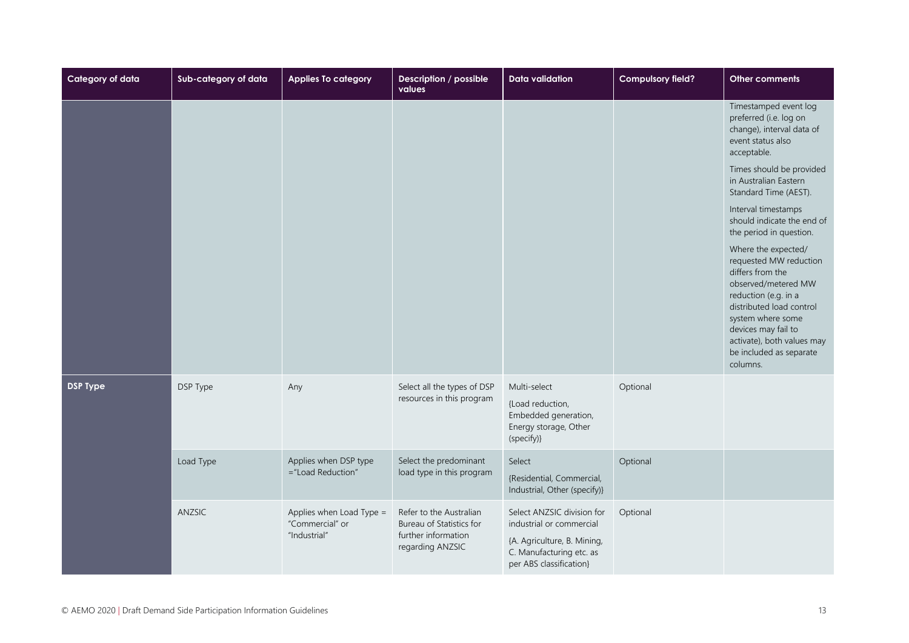| Category of data | Sub-category of data | Applies To category | Description / possible values | Data validation | Compulsory field? | Other comments |
|---|---|---|---|---|---|---|
| | | | | | | Timestamped event log preferred (i.e. log on change), interval data of event status also acceptable.<br><br>Times should be provided in Australian Eastern Standard Time (AEST).<br><br>Interval timestamps should indicate the end of the period in question.<br><br>Where the expected/ requested MW reduction differs from the observed/metered MW reduction (e.g. in a distributed load control system where some devices may fail to activate), both values may be included as separate columns. |
| **DSP Type** | DSP Type | Any | Select all the types of DSP resources in this program | Multi-select<br><br>{Load reduction, Embedded generation, Energy storage, Other (specify)} | Optional | |
| | Load Type | Applies when DSP type ="Load Reduction" | Select the predominant load type in this program | Select<br><br>{Residential, Commercial, Industrial, Other (specify)} | Optional | |
| | ANZSIC | Applies when Load Type = "Commercial" or "Industrial" | Refer to the Australian Bureau of Statistics for further information regarding ANZSIC | Select ANZSIC division for industrial or commercial<br><br>{A. Agriculture, B. Mining, C. Manufacturing etc. as per ABS classification} | Optional | |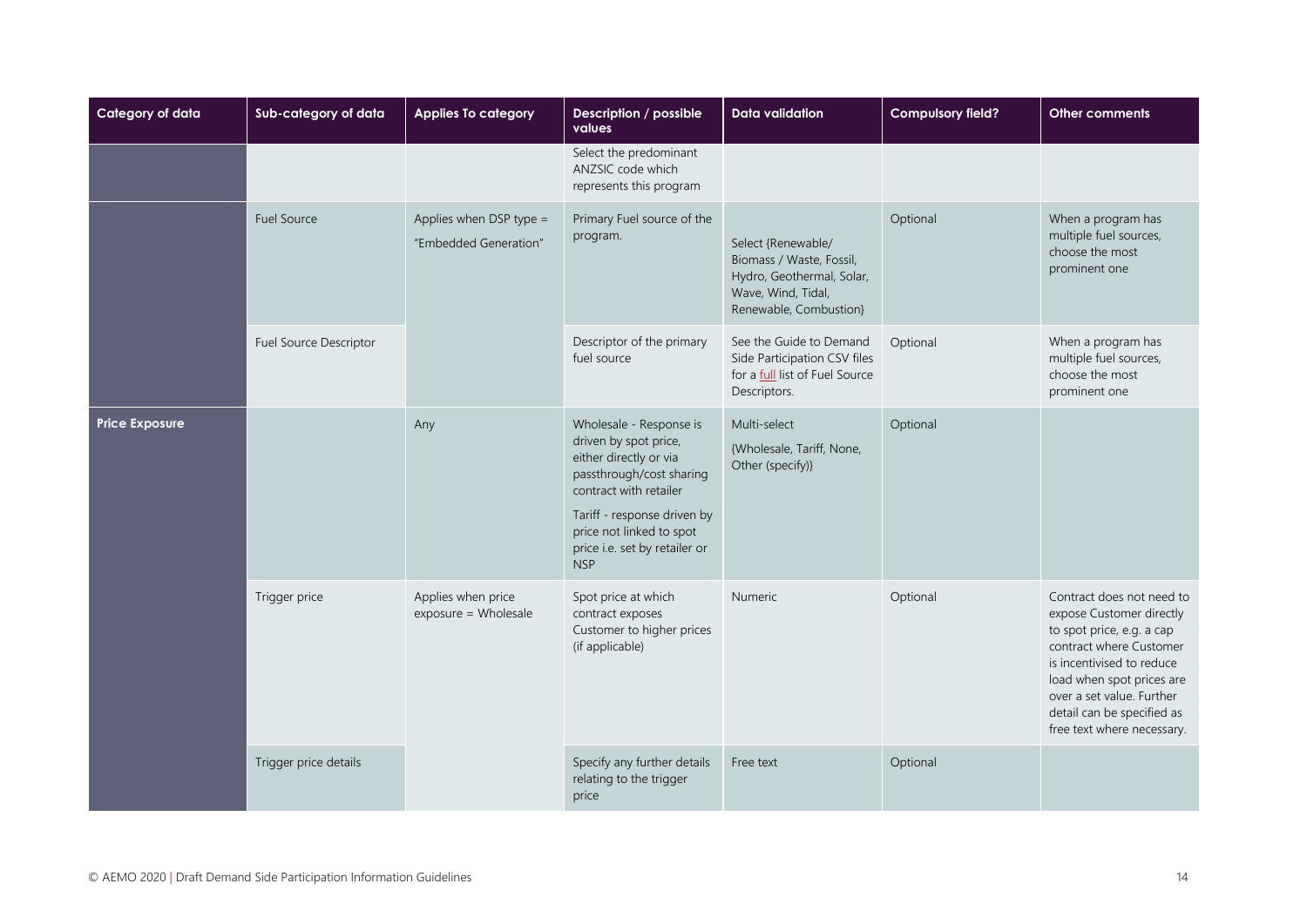| Category of data | Sub-category of data | Applies To category | Description / possible values | Data validation | Compulsory field? | Other comments |
|---|---|---|---|---|---|---|
| | | | Select the predominant ANZSIC code which represents this program | | | |
| | Fuel Source | Applies when DSP type = "Embedded Generation" | Primary Fuel source of the program. | Select {Renewable/ Biomass / Waste, Fossil, Hydro, Geothermal, Solar, Wave, Wind, Tidal, Renewable, Combustion} | Optional | When a program has multiple fuel sources, choose the most prominent one |
| | Fuel Source Descriptor | | Descriptor of the primary fuel source | See the Guide to Demand Side Participation CSV files for a full list of Fuel Source Descriptors. | Optional | When a program has multiple fuel sources, choose the most prominent one |
| **Price Exposure** | | Any | Wholesale - Response is driven by spot price, either directly or via passthrough/cost sharing contract with retailer<br><br>Tariff - response driven by price not linked to spot price i.e. set by retailer or NSP | Multi-select<br><br>{Wholesale, Tariff, None, Other (specify)} | Optional | |
| | Trigger price | Applies when price exposure = Wholesale | Spot price at which contract exposes Customer to higher prices (if applicable) | Numeric | Optional | Contract does not need to expose Customer directly to spot price, e.g. a cap contract where Customer is incentivised to reduce load when spot prices are over a set value. Further detail can be specified as free text where necessary. |
| | Trigger price details | | Specify any further details relating to the trigger price | Free text | Optional | |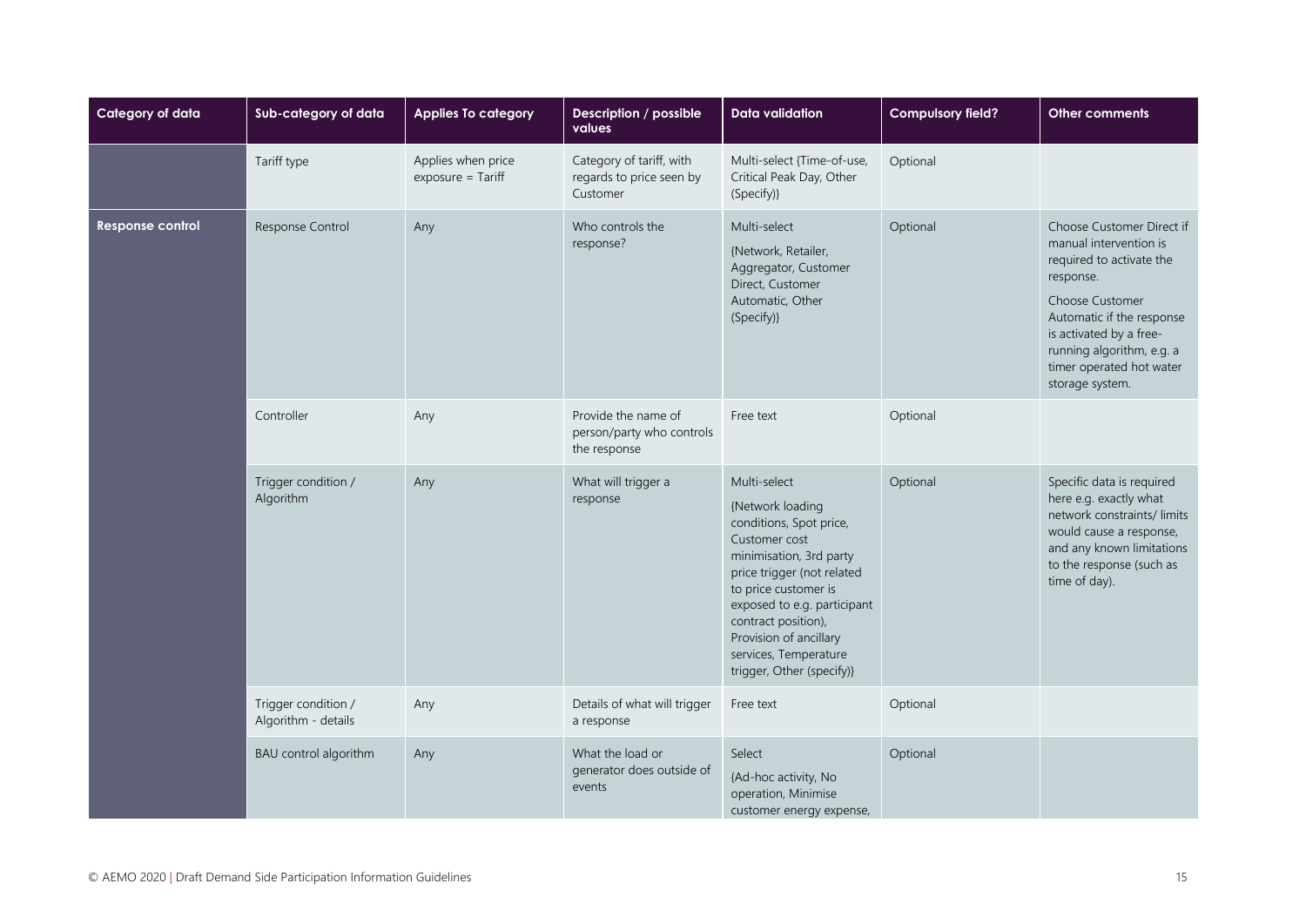| Category of data | Sub-category of data | Applies To category | Description / possible values | Data validation | Compulsory field? | Other comments |
|---|---|---|---|---|---|---|
| | Tariff type | Applies when price exposure = Tariff | Category of tariff, with regards to price seen by Customer | Multi-select {Time-of-use, Critical Peak Day, Other (Specify)} | Optional | |
| **Response control** | Response Control | Any | Who controls the response? | Multi-select {Network, Retailer, Aggregator, Customer Direct, Customer Automatic, Other (Specify)} | Optional | Choose Customer Direct if manual intervention is required to activate the response. Choose Customer Automatic if the response is activated by a free-running algorithm, e.g. a timer operated hot water storage system. |
| | Controller | Any | Provide the name of person/party who controls the response | Free text | Optional | |
| | Trigger condition / Algorithm | Any | What will trigger a response | Multi-select {Network loading conditions, Spot price, Customer cost minimisation, 3rd party price trigger (not related to price customer is exposed to e.g. participant contract position), Provision of ancillary services, Temperature trigger, Other (specify)} | Optional | Specific data is required here e.g. exactly what network constraints/ limits would cause a response, and any known limitations to the response (such as time of day). |
| | Trigger condition / Algorithm - details | Any | Details of what will trigger a response | Free text | Optional | |
| | BAU control algorithm | Any | What the load or generator does outside of events | Select {Ad-hoc activity, No operation, Minimise customer energy expense, | Optional | |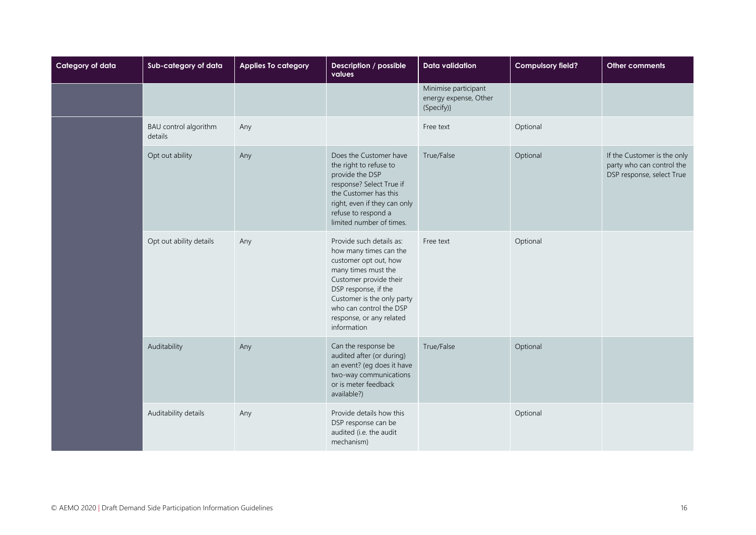| Category of data | Sub-category of data | Applies To category | Description / possible values | Data validation | Compulsory field? | Other comments |
| --- | --- | --- | --- | --- | --- | --- |
| | | | | Minimise participant energy expense, Other (Specify)} | | |
| | BAU control algorithm details | Any | | Free text | Optional | |
| | Opt out ability | Any | Does the Customer have the right to refuse to provide the DSP response? Select True if the Customer has this right, even if they can only refuse to respond a limited number of times. | True/False | Optional | If the Customer is the only party who can control the DSP response, select True |
| | Opt out ability details | Any | Provide such details as: how many times can the customer opt out, how many times must the Customer provide their DSP response, if the Customer is the only party who can control the DSP response, or any related information | Free text | Optional | |
| | Auditability | Any | Can the response be audited after (or during) an event? (eg does it have two-way communications or is meter feedback available?) | True/False | Optional | |
| | Auditability details | Any | Provide details how this DSP response can be audited (i.e. the audit mechanism) | | Optional | |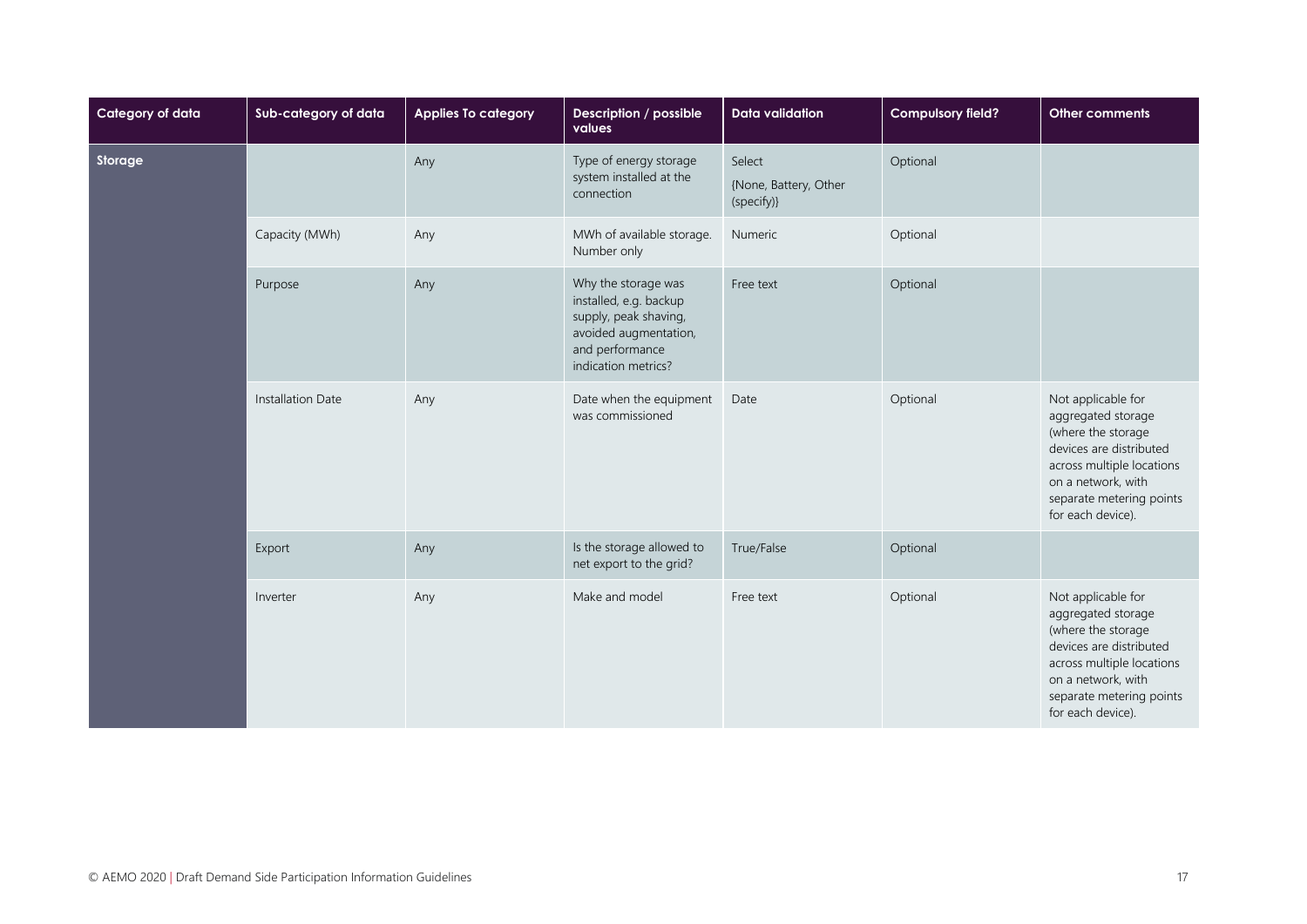| Category of data | Sub-category of data | Applies To category | Description / possible values | Data validation | Compulsory field? | Other comments |
|---|---|---|---|---|---|---|
| **Storage** | | Any | Type of energy storage system installed at the connection | Select {None, Battery, Other (specify)} | Optional | |
| | Capacity (MWh) | Any | MWh of available storage. Number only | Numeric | Optional | |
| | Purpose | Any | Why the storage was installed, e.g. backup supply, peak shaving, avoided augmentation, and performance indication metrics? | Free text | Optional | |
| | Installation Date | Any | Date when the equipment was commissioned | Date | Optional | Not applicable for aggregated storage (where the storage devices are distributed across multiple locations on a network, with separate metering points for each device). |
| | Export | Any | Is the storage allowed to net export to the grid? | True/False | Optional | |
| | Inverter | Any | Make and model | Free text | Optional | Not applicable for aggregated storage (where the storage devices are distributed across multiple locations on a network, with separate metering points for each device). |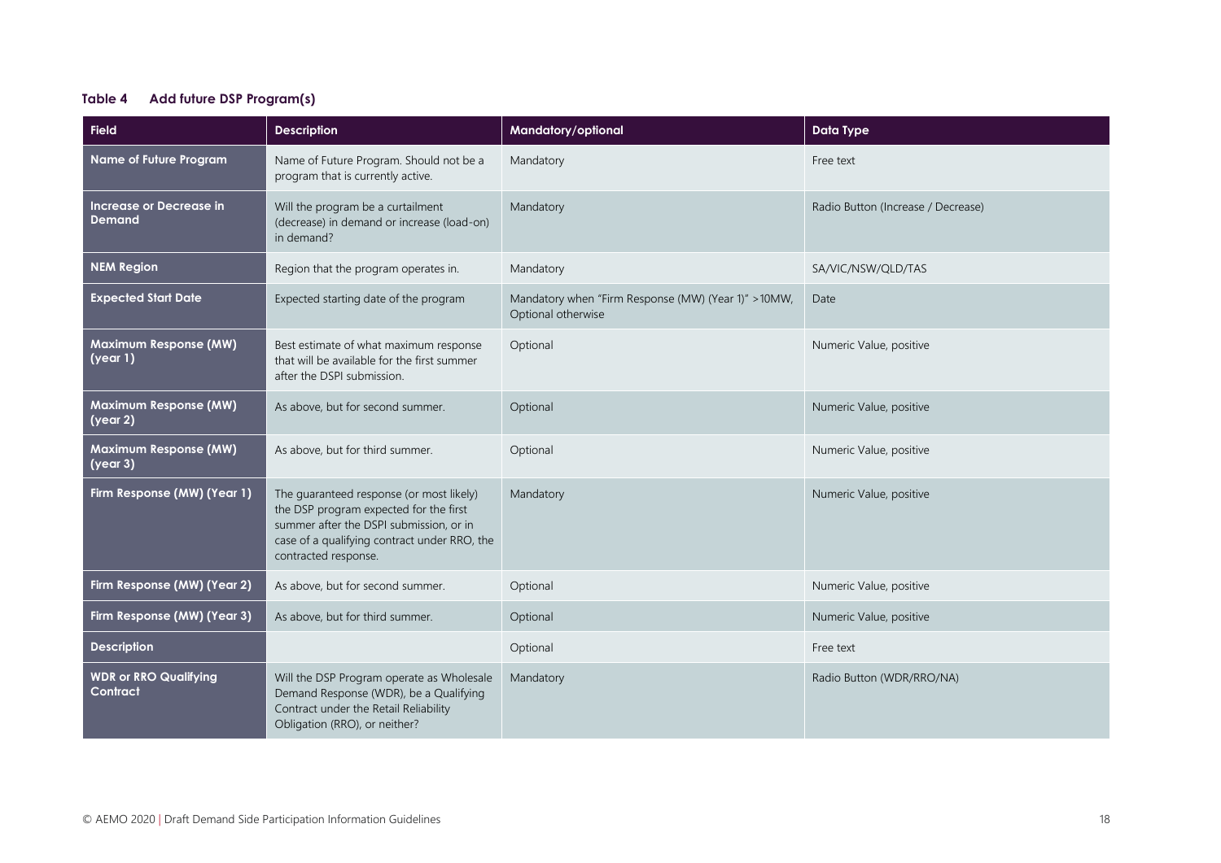**Table 4 Add future DSP Program(s)**

| Field | Description | Mandatory/optional | Data Type |
|---|---|---|---|
| **Name of Future Program** | Name of Future Program. Should not be a program that is currently active. | Mandatory | Free text |
| **Increase or Decrease in Demand** | Will the program be a curtailment (decrease) in demand or increase (load-on) in demand? | Mandatory | Radio Button (Increase / Decrease) |
| **NEM Region** | Region that the program operates in. | Mandatory | SA/VIC/NSW/QLD/TAS |
| **Expected Start Date** | Expected starting date of the program | Mandatory when "Firm Response (MW) (Year 1)" >10MW, Optional otherwise | Date |
| **Maximum Response (MW) (year 1)** | Best estimate of what maximum response that will be available for the first summer after the DSPI submission. | Optional | Numeric Value, positive |
| **Maximum Response (MW) (year 2)** | As above, but for second summer. | Optional | Numeric Value, positive |
| **Maximum Response (MW) (year 3)** | As above, but for third summer. | Optional | Numeric Value, positive |
| **Firm Response (MW) (Year 1)** | The guaranteed response (or most likely) the DSP program expected for the first summer after the DSPI submission, or in case of a qualifying contract under RRO, the contracted response. | Mandatory | Numeric Value, positive |
| **Firm Response (MW) (Year 2)** | As above, but for second summer. | Optional | Numeric Value, positive |
| **Firm Response (MW) (Year 3)** | As above, but for third summer. | Optional | Numeric Value, positive |
| **Description** | | Optional | Free text |
| **WDR or RRO Qualifying Contract** | Will the DSP Program operate as Wholesale Demand Response (WDR), be a Qualifying Contract under the Retail Reliability Obligation (RRO), or neither? | Mandatory | Radio Button (WDR/RRO/NA) |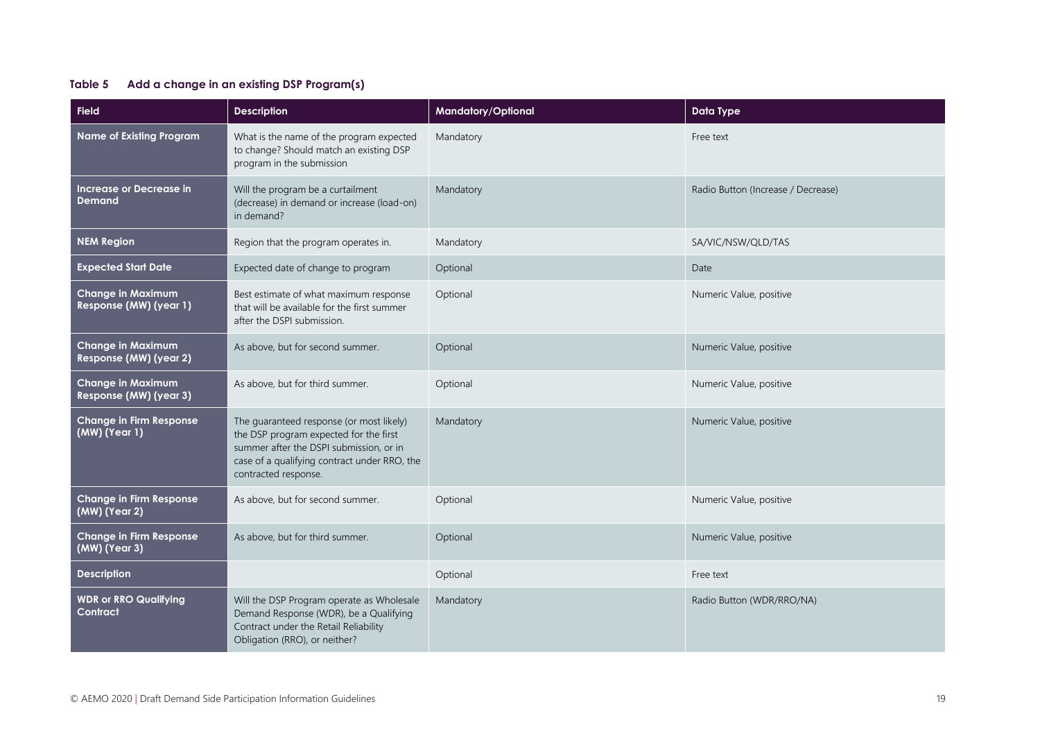**Table 5 Add a change in an existing DSP Program(s)**

| Field | Description | Mandatory/Optional | Data Type |
|---|---|---|---|
| **Name of Existing Program** | What is the name of the program expected to change? Should match an existing DSP program in the submission | Mandatory | Free text |
| **Increase or Decrease in Demand** | Will the program be a curtailment (decrease) in demand or increase (load-on) in demand? | Mandatory | Radio Button (Increase / Decrease) |
| **NEM Region** | Region that the program operates in. | Mandatory | SA/VIC/NSW/QLD/TAS |
| **Expected Start Date** | Expected date of change to program | Optional | Date |
| **Change in Maximum Response (MW) (year 1)** | Best estimate of what maximum response that will be available for the first summer after the DSPI submission. | Optional | Numeric Value, positive |
| **Change in Maximum Response (MW) (year 2)** | As above, but for second summer. | Optional | Numeric Value, positive |
| **Change in Maximum Response (MW) (year 3)** | As above, but for third summer. | Optional | Numeric Value, positive |
| **Change in Firm Response (MW) (Year 1)** | The guaranteed response (or most likely) the DSP program expected for the first summer after the DSPI submission, or in case of a qualifying contract under RRO, the contracted response. | Mandatory | Numeric Value, positive |
| **Change in Firm Response (MW) (Year 2)** | As above, but for second summer. | Optional | Numeric Value, positive |
| **Change in Firm Response (MW) (Year 3)** | As above, but for third summer. | Optional | Numeric Value, positive |
| **Description** | | Optional | Free text |
| **WDR or RRO Qualifying Contract** | Will the DSP Program operate as Wholesale Demand Response (WDR), be a Qualifying Contract under the Retail Reliability Obligation (RRO), or neither? | Mandatory | Radio Button (WDR/RRO/NA) |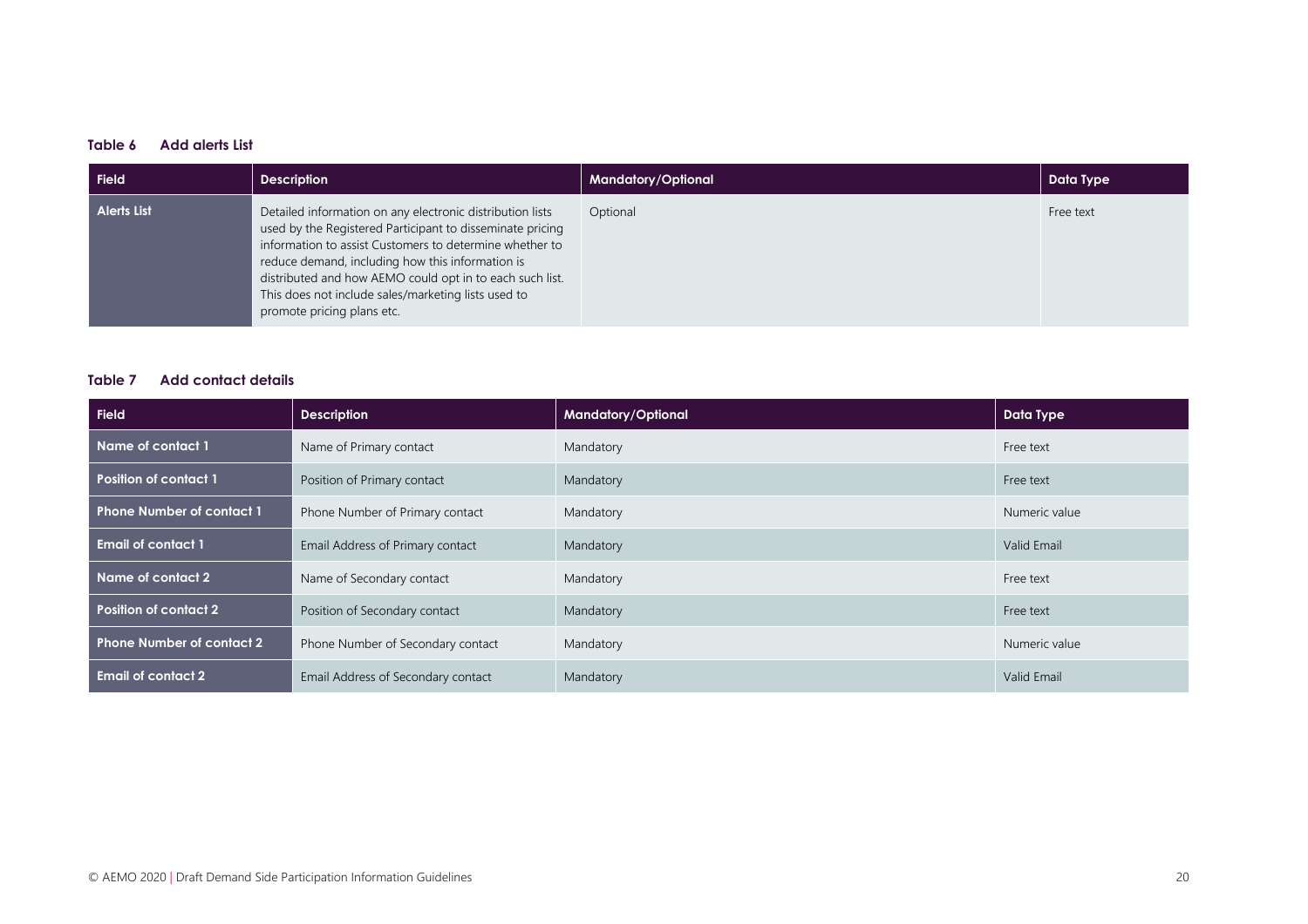**Table 6 Add alerts List**

| Field | Description | Mandatory/Optional | Data Type |
|---|---|---|---|
| Alerts List | Detailed information on any electronic distribution lists used by the Registered Participant to disseminate pricing information to assist Customers to determine whether to reduce demand, including how this information is distributed and how AEMO could opt in to each such list. This does not include sales/marketing lists used to promote pricing plans etc. | Optional | Free text |

**Table 7 Add contact details**

| Field | Description | Mandatory/Optional | Data Type |
|---|---|---|---|
| Name of contact 1 | Name of Primary contact | Mandatory | Free text |
| Position of contact 1 | Position of Primary contact | Mandatory | Free text |
| Phone Number of contact 1 | Phone Number of Primary contact | Mandatory | Numeric value |
| Email of contact 1 | Email Address of Primary contact | Mandatory | Valid Email |
| Name of contact 2 | Name of Secondary contact | Mandatory | Free text |
| Position of contact 2 | Position of Secondary contact | Mandatory | Free text |
| Phone Number of contact 2 | Phone Number of Secondary contact | Mandatory | Numeric value |
| Email of contact 2 | Email Address of Secondary contact | Mandatory | Valid Email |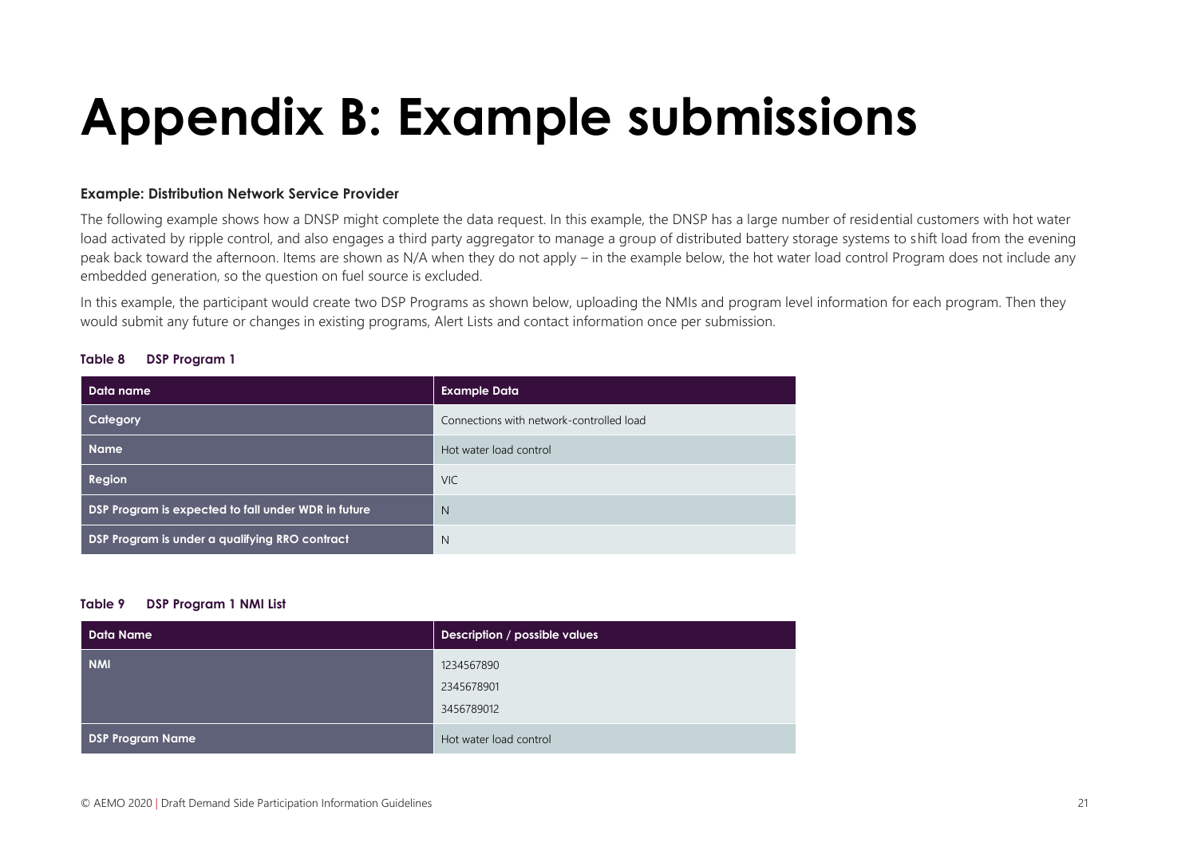# Appendix B: Example submissions

**Example: Distribution Network Service Provider**

The following example shows how a DNSP might complete the data request. In this example, the DNSP has a large number of residential customers with hot water load activated by ripple control, and also engages a third party aggregator to manage a group of distributed battery storage systems to shift load from the evening peak back toward the afternoon. Items are shown as N/A when they do not apply – in the example below, the hot water load control Program does not include any embedded generation, so the question on fuel source is excluded.

In this example, the participant would create two DSP Programs as shown below, uploading the NMIs and program level information for each program. Then they would submit any future or changes in existing programs, Alert Lists and contact information once per submission.

**Table 8 DSP Program 1**

| Data name | Example Data |
| --- | --- |
| Category | Connections with network-controlled load |
| Name | Hot water load control |
| Region | VIC |
| DSP Program is expected to fall under WDR in future | N |
| DSP Program is under a qualifying RRO contract | N |

**Table 9 DSP Program 1 NMI List**

| Data Name | Description / possible values |
| --- | --- |
| NMI | 1234567890<br>2345678901<br>3456789012 |
| DSP Program Name | Hot water load control |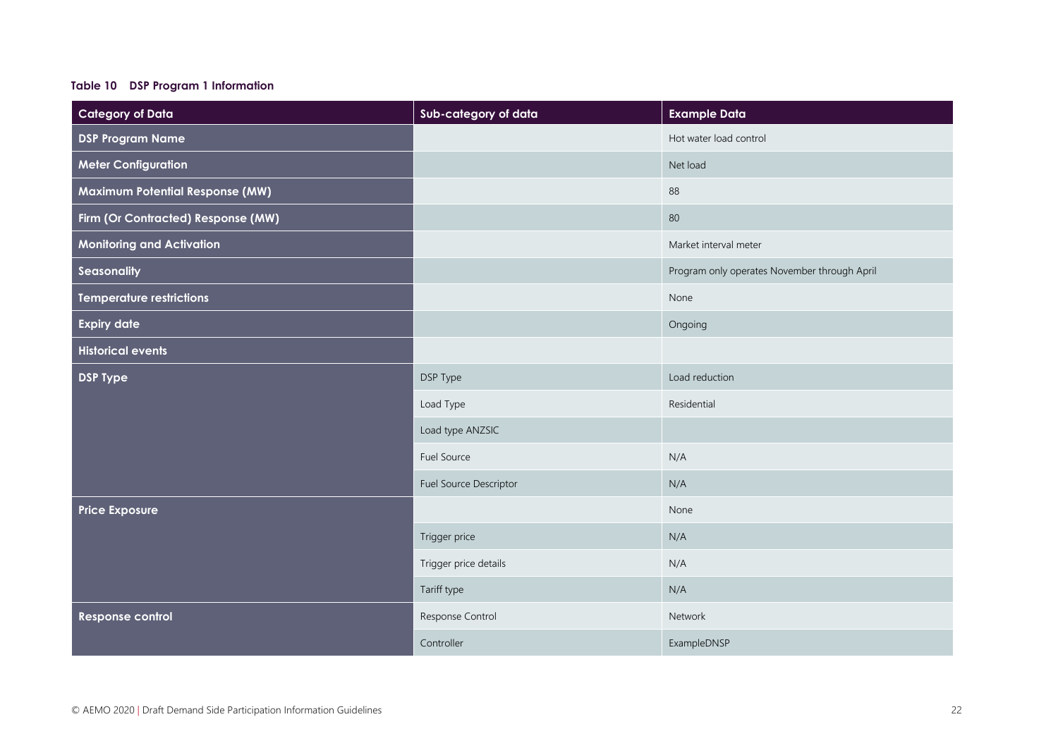**Table 10 DSP Program 1 Information**

| Category of Data | Sub-category of data | Example Data |
|---|---|---|
| **DSP Program Name** | | Hot water load control |
| **Meter Configuration** | | Net load |
| **Maximum Potential Response (MW)** | | 88 |
| **Firm (Or Contracted) Response (MW)** | | 80 |
| **Monitoring and Activation** | | Market interval meter |
| **Seasonality** | | Program only operates November through April |
| **Temperature restrictions** | | None |
| **Expiry date** | | Ongoing |
| **Historical events** | | |
| **DSP Type** | DSP Type | Load reduction |
| | Load Type | Residential |
| | Load type ANZSIC | |
| | Fuel Source | N/A |
| | Fuel Source Descriptor | N/A |
| **Price Exposure** | | None |
| | Trigger price | N/A |
| | Trigger price details | N/A |
| | Tariff type | N/A |
| **Response control** | Response Control | Network |
| | Controller | ExampleDNSP |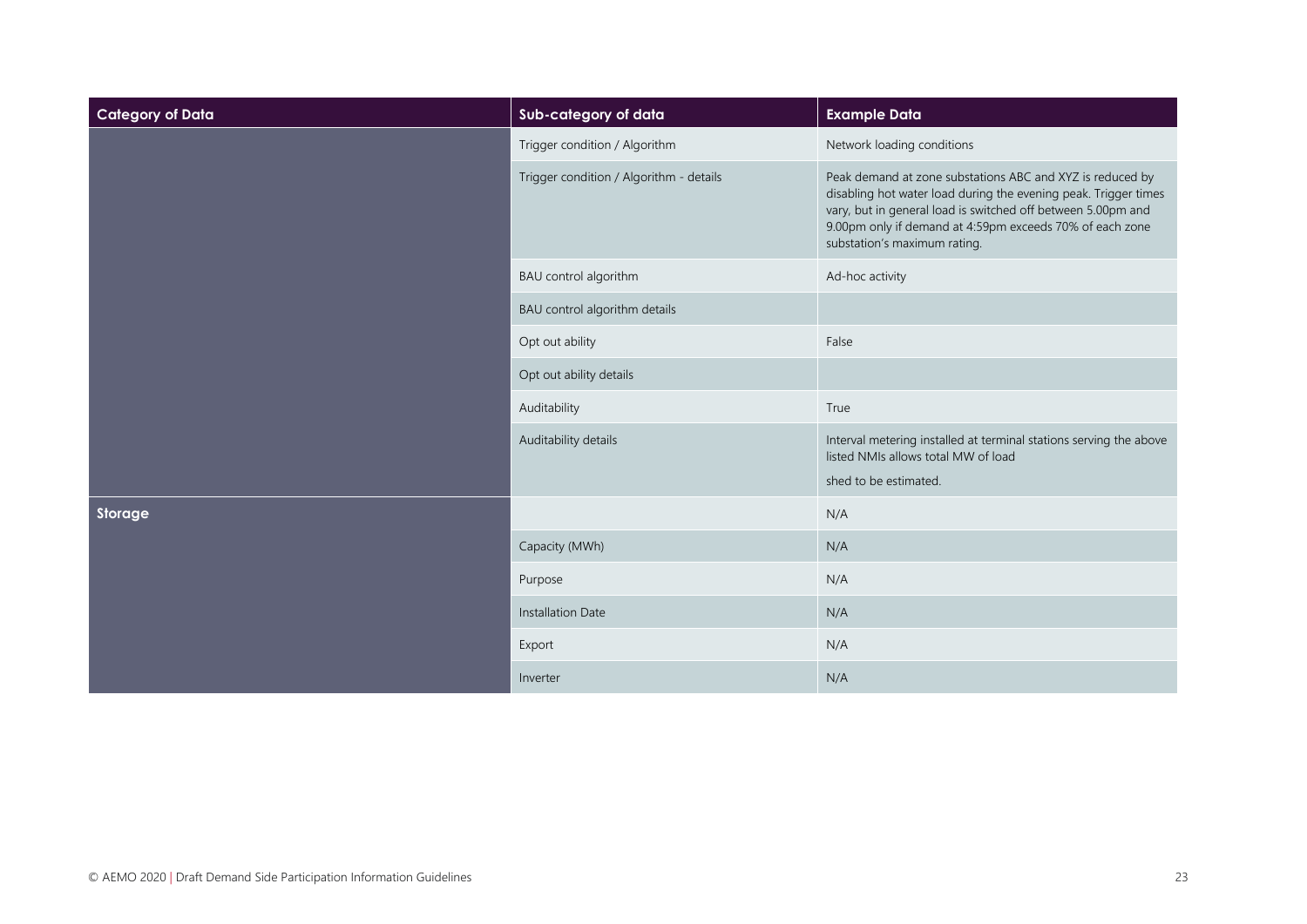| Category of Data | Sub-category of data | Example Data |
|---|---|---|
| | Trigger condition / Algorithm | Network loading conditions |
| | Trigger condition / Algorithm - details | Peak demand at zone substations ABC and XYZ is reduced by disabling hot water load during the evening peak. Trigger times vary, but in general load is switched off between 5.00pm and 9.00pm only if demand at 4:59pm exceeds 70% of each zone substation's maximum rating. |
| | BAU control algorithm | Ad-hoc activity |
| | BAU control algorithm details | |
| | Opt out ability | False |
| | Opt out ability details | |
| | Auditability | True |
| | Auditability details | Interval metering installed at terminal stations serving the above listed NMIs allows total MW of load shed to be estimated. |
| **Storage** | | N/A |
| | Capacity (MWh) | N/A |
| | Purpose | N/A |
| | Installation Date | N/A |
| | Export | N/A |
| | Inverter | N/A |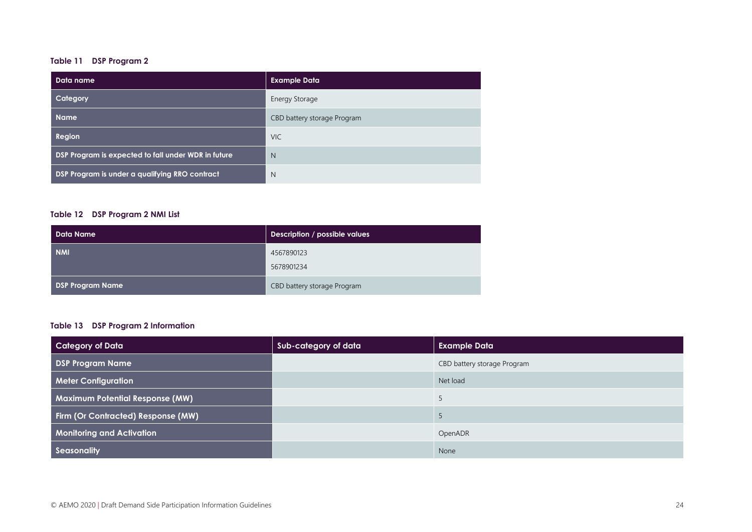**Table 11 DSP Program 2**

| Data name | Example Data |
| --- | --- |
| Category | Energy Storage |
| Name | CBD battery storage Program |
| Region | VIC |
| DSP Program is expected to fall under WDR in future | N |
| DSP Program is under a qualifying RRO contract | N |

**Table 12 DSP Program 2 NMI List**

| Data Name | Description / possible values |
| --- | --- |
| NMI | 4567890123<br>5678901234 |
| DSP Program Name | CBD battery storage Program |

**Table 13 DSP Program 2 Information**

| Category of Data | Sub-category of data | Example Data |
| --- | --- | --- |
| DSP Program Name | | CBD battery storage Program |
| Meter Configuration | | Net load |
| Maximum Potential Response (MW) | | 5 |
| Firm (Or Contracted) Response (MW) | | 5 |
| Monitoring and Activation | | OpenADR |
| Seasonality | | None |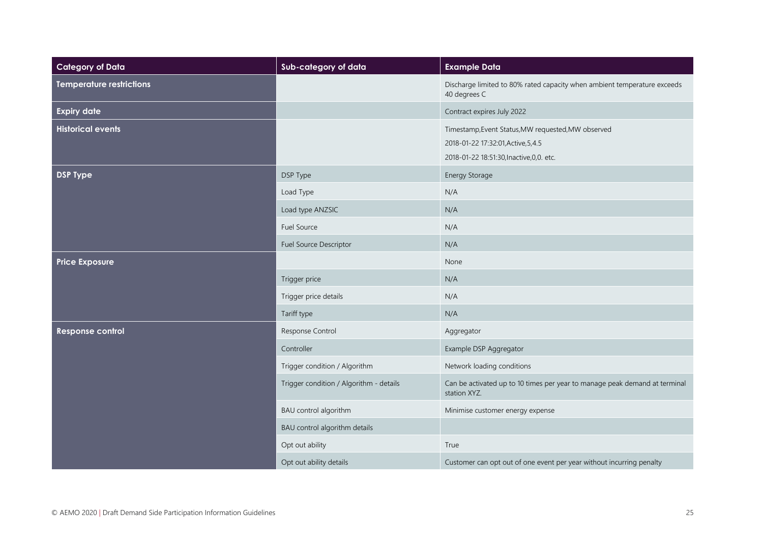| Category of Data | Sub-category of data | Example Data |
| --- | --- | --- |
| **Temperature restrictions** | | Discharge limited to 80% rated capacity when ambient temperature exceeds 40 degrees C |
| **Expiry date** | | Contract expires July 2022 |
| **Historical events** | | Timestamp,Event Status,MW requested,MW observed<br>2018-01-22 17:32:01,Active,5,4.5<br>2018-01-22 18:51:30,Inactive,0,0. etc. |
| **DSP Type** | DSP Type | Energy Storage |
| | Load Type | N/A |
| | Load type ANZSIC | N/A |
| | Fuel Source | N/A |
| | Fuel Source Descriptor | N/A |
| **Price Exposure** | | None |
| | Trigger price | N/A |
| | Trigger price details | N/A |
| | Tariff type | N/A |
| **Response control** | Response Control | Aggregator |
| | Controller | Example DSP Aggregator |
| | Trigger condition / Algorithm | Network loading conditions |
| | Trigger condition / Algorithm - details | Can be activated up to 10 times per year to manage peak demand at terminal station XYZ. |
| | BAU control algorithm | Minimise customer energy expense |
| | BAU control algorithm details | |
| | Opt out ability | True |
| | Opt out ability details | Customer can opt out of one event per year without incurring penalty |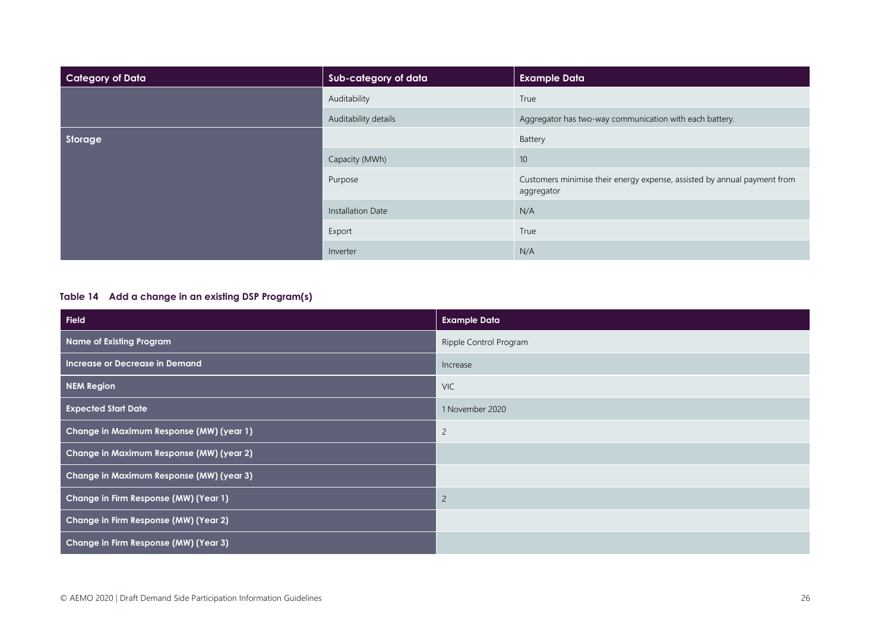| Category of Data | Sub-category of data | Example Data |
|---|---|---|
| | Auditability | True |
| | Auditability details | Aggregator has two-way communication with each battery. |
| **Storage** | | Battery |
| | Capacity (MWh) | 10 |
| | Purpose | Customers minimise their energy expense, assisted by annual payment from aggregator |
| | Installation Date | N/A |
| | Export | True |
| | Inverter | N/A |

**Table 14 Add a change in an existing DSP Program(s)**

| Field | Example Data |
|---|---|
| **Name of Existing Program** | Ripple Control Program |
| **Increase or Decrease in Demand** | Increase |
| **NEM Region** | VIC |
| **Expected Start Date** | 1 November 2020 |
| **Change in Maximum Response (MW) (year 1)** | 2 |
| **Change in Maximum Response (MW) (year 2)** | |
| **Change in Maximum Response (MW) (year 3)** | |
| **Change in Firm Response (MW) (Year 1)** | 2 |
| **Change in Firm Response (MW) (Year 2)** | |
| **Change in Firm Response (MW) (Year 3)** | |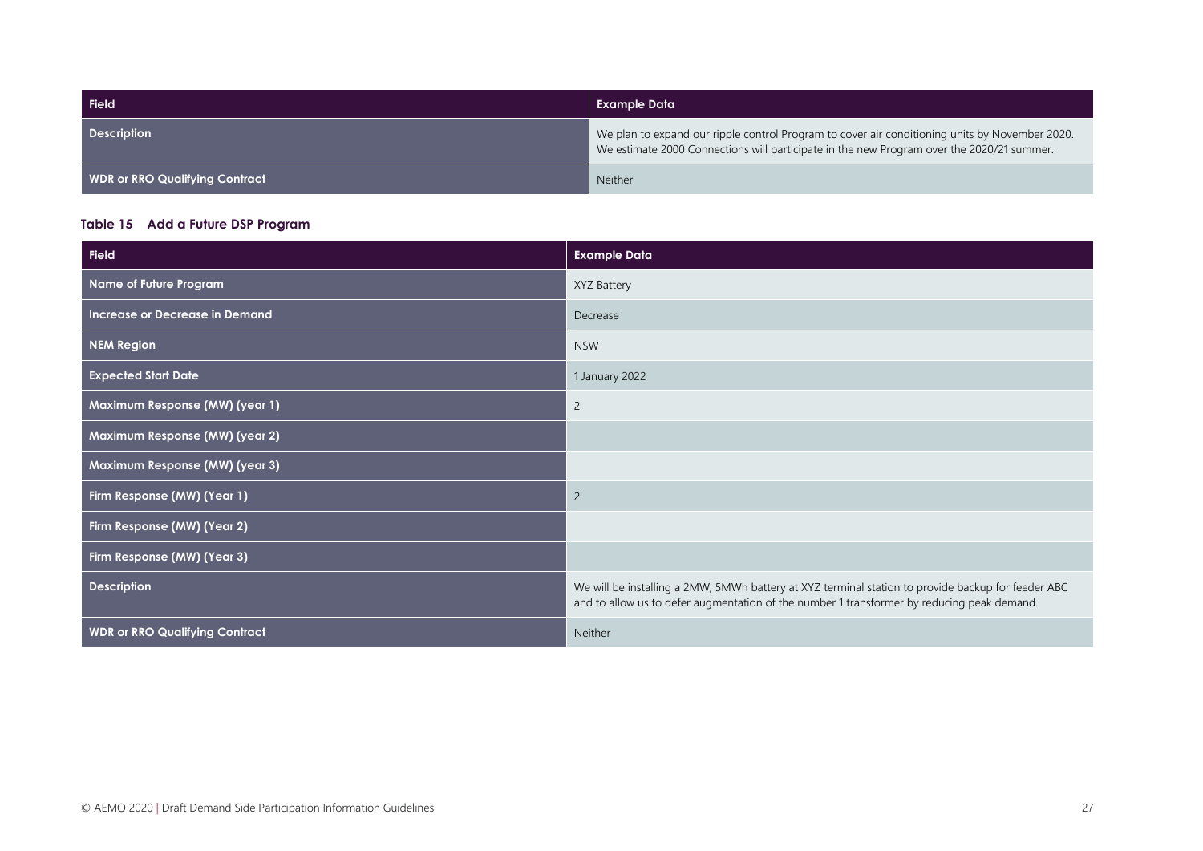| Field | Example Data |
|---|---|
| Description | We plan to expand our ripple control Program to cover air conditioning units by November 2020. We estimate 2000 Connections will participate in the new Program over the 2020/21 summer. |
| WDR or RRO Qualifying Contract | Neither |

**Table 15 Add a Future DSP Program**

| Field | Example Data |
|---|---|
| Name of Future Program | XYZ Battery |
| Increase or Decrease in Demand | Decrease |
| NEM Region | NSW |
| Expected Start Date | 1 January 2022 |
| Maximum Response (MW) (year 1) | 2 |
| Maximum Response (MW) (year 2) | |
| Maximum Response (MW) (year 3) | |
| Firm Response (MW) (Year 1) | 2 |
| Firm Response (MW) (Year 2) | |
| Firm Response (MW) (Year 3) | |
| Description | We will be installing a 2MW, 5MWh battery at XYZ terminal station to provide backup for feeder ABC and to allow us to defer augmentation of the number 1 transformer by reducing peak demand. |
| WDR or RRO Qualifying Contract | Neither |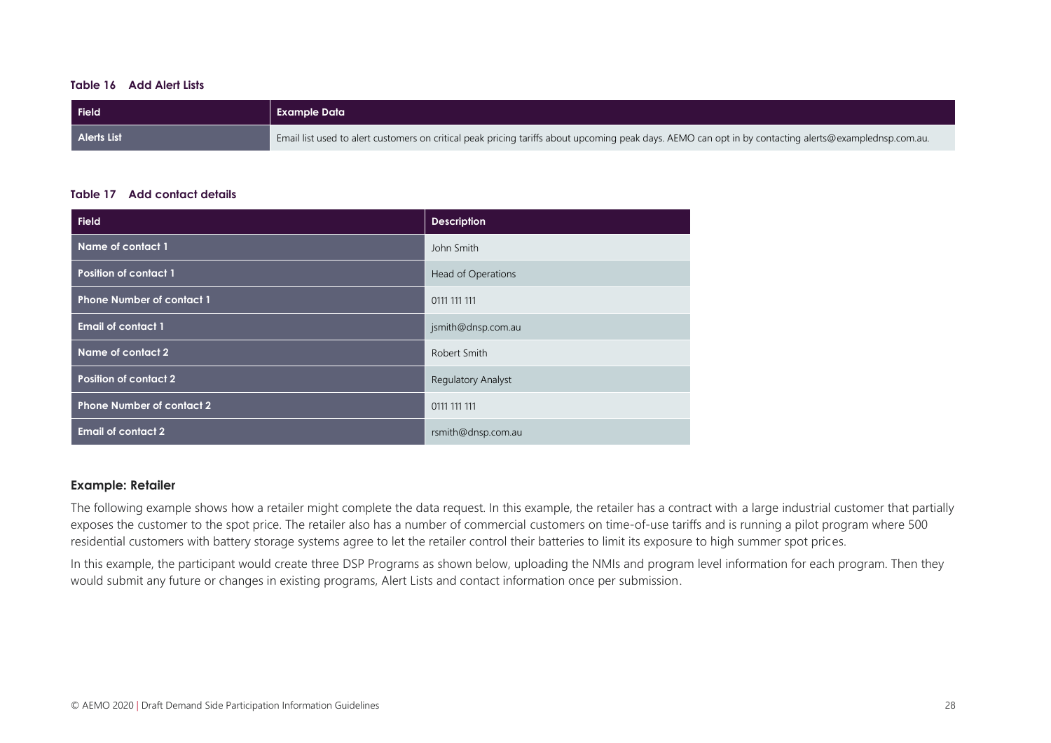**Table 16 Add Alert Lists**

| Field | Example Data |
|---|---|
| Alerts List | Email list used to alert customers on critical peak pricing tariffs about upcoming peak days. AEMO can opt in by contacting alerts@examplednsp.com.au. |

**Table 17 Add contact details**

| Field | Description |
|---|---|
| Name of contact 1 | John Smith |
| Position of contact 1 | Head of Operations |
| Phone Number of contact 1 | 0111 111 111 |
| Email of contact 1 | jsmith@dnsp.com.au |
| Name of contact 2 | Robert Smith |
| Position of contact 2 | Regulatory Analyst |
| Phone Number of contact 2 | 0111 111 111 |
| Email of contact 2 | rsmith@dnsp.com.au |

### Example: Retailer

The following example shows how a retailer might complete the data request. In this example, the retailer has a contract with a large industrial customer that partially exposes the customer to the spot price. The retailer also has a number of commercial customers on time-of-use tariffs and is running a pilot program where 500 residential customers with battery storage systems agree to let the retailer control their batteries to limit its exposure to high summer spot prices.

In this example, the participant would create three DSP Programs as shown below, uploading the NMIs and program level information for each program. Then they would submit any future or changes in existing programs, Alert Lists and contact information once per submission.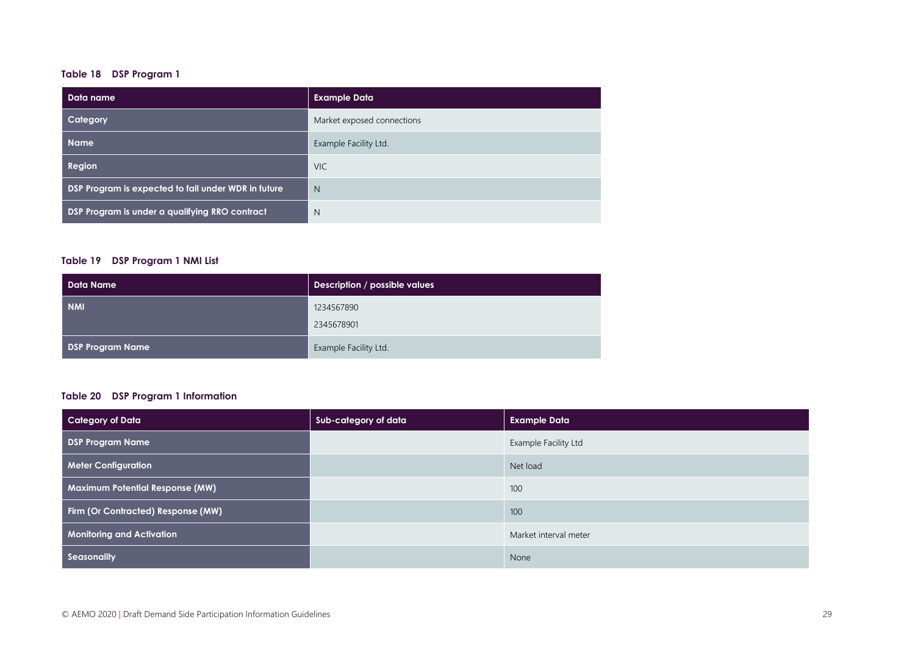**Table 18 DSP Program 1**

| Data name | Example Data |
| --- | --- |
| Category | Market exposed connections |
| Name | Example Facility Ltd. |
| Region | VIC |
| DSP Program is expected to fall under WDR in future | N |
| DSP Program is under a qualifying RRO contract | N |

**Table 19 DSP Program 1 NMI List**

| Data Name | Description / possible values |
| --- | --- |
| NMI | 1234567890<br>2345678901 |
| DSP Program Name | Example Facility Ltd. |

**Table 20 DSP Program 1 Information**

| Category of Data | Sub-category of data | Example Data |
| --- | --- | --- |
| DSP Program Name | | Example Facility Ltd |
| Meter Configuration | | Net load |
| Maximum Potential Response (MW) | | 100 |
| Firm (Or Contracted) Response (MW) | | 100 |
| Monitoring and Activation | | Market interval meter |
| Seasonality | | None |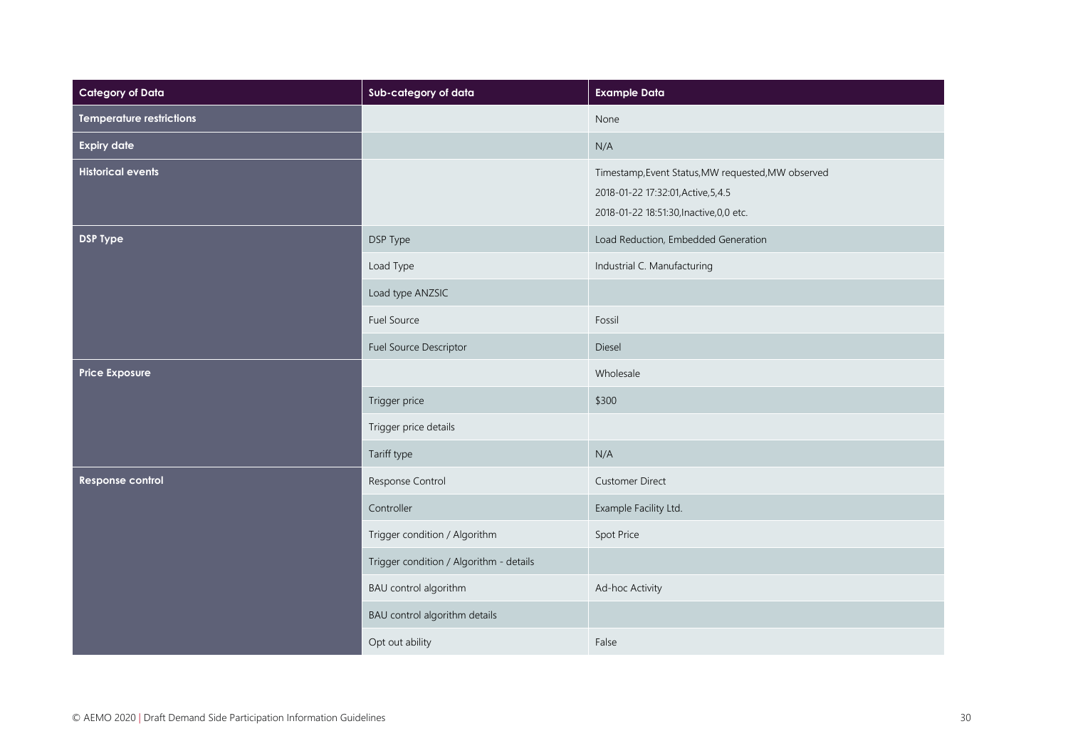| Category of Data | Sub-category of data | Example Data |
| --- | --- | --- |
| **Temperature restrictions** | | None |
| **Expiry date** | | N/A |
| **Historical events** | | Timestamp,Event Status,MW requested,MW observed<br>2018-01-22 17:32:01,Active,5,4.5<br>2018-01-22 18:51:30,Inactive,0,0 etc. |
| **DSP Type** | DSP Type | Load Reduction, Embedded Generation |
| | Load Type | Industrial C. Manufacturing |
| | Load type ANZSIC | |
| | Fuel Source | Fossil |
| | Fuel Source Descriptor | Diesel |
| **Price Exposure** | | Wholesale |
| | Trigger price | $300 |
| | Trigger price details | |
| | Tariff type | N/A |
| **Response control** | Response Control | Customer Direct |
| | Controller | Example Facility Ltd. |
| | Trigger condition / Algorithm | Spot Price |
| | Trigger condition / Algorithm - details | |
| | BAU control algorithm | Ad-hoc Activity |
| | BAU control algorithm details | |
| | Opt out ability | False |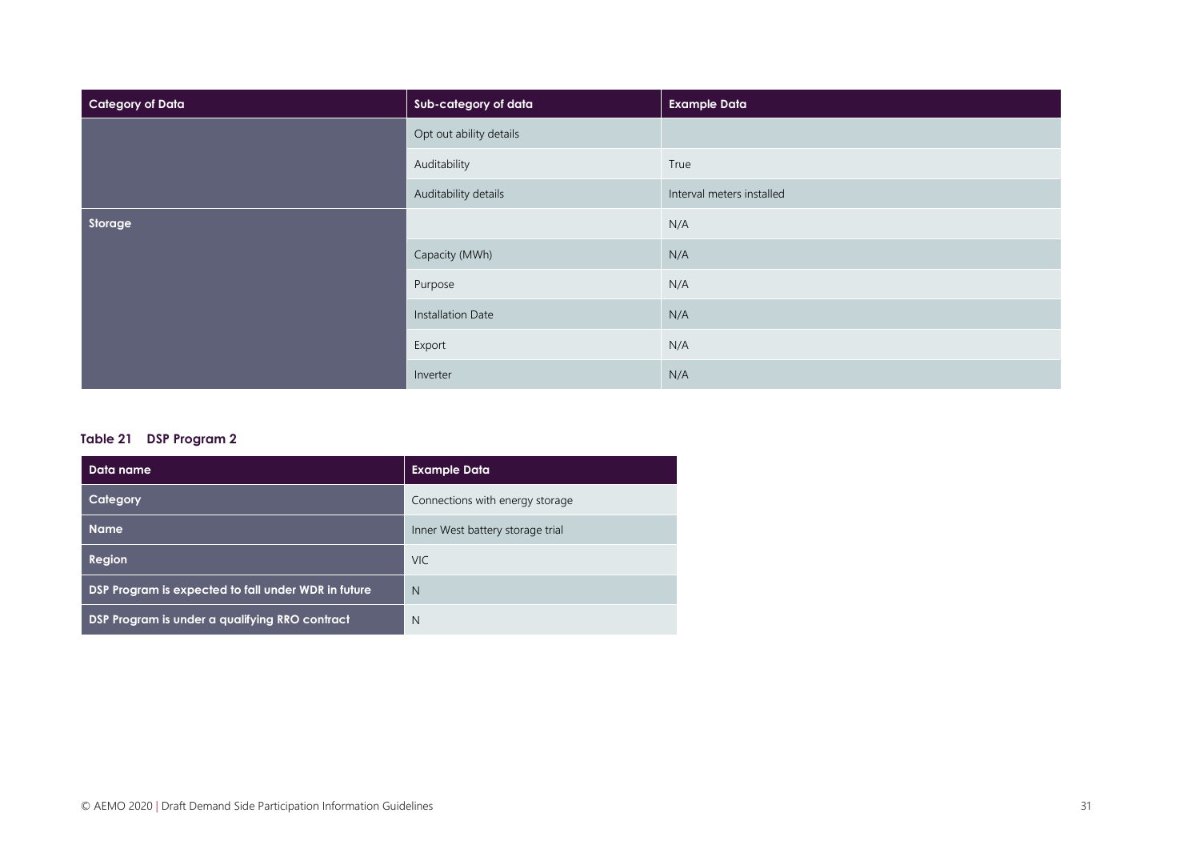| Category of Data | Sub-category of data | Example Data |
|---|---|---|
| | Opt out ability details | |
| | Auditability | True |
| | Auditability details | Interval meters installed |
| **Storage** | | N/A |
| | Capacity (MWh) | N/A |
| | Purpose | N/A |
| | Installation Date | N/A |
| | Export | N/A |
| | Inverter | N/A |

**Table 21 DSP Program 2**

| Data name | Example Data |
|---|---|
| **Category** | Connections with energy storage |
| **Name** | Inner West battery storage trial |
| **Region** | VIC |
| **DSP Program is expected to fall under WDR in future** | N |
| **DSP Program is under a qualifying RRO contract** | N |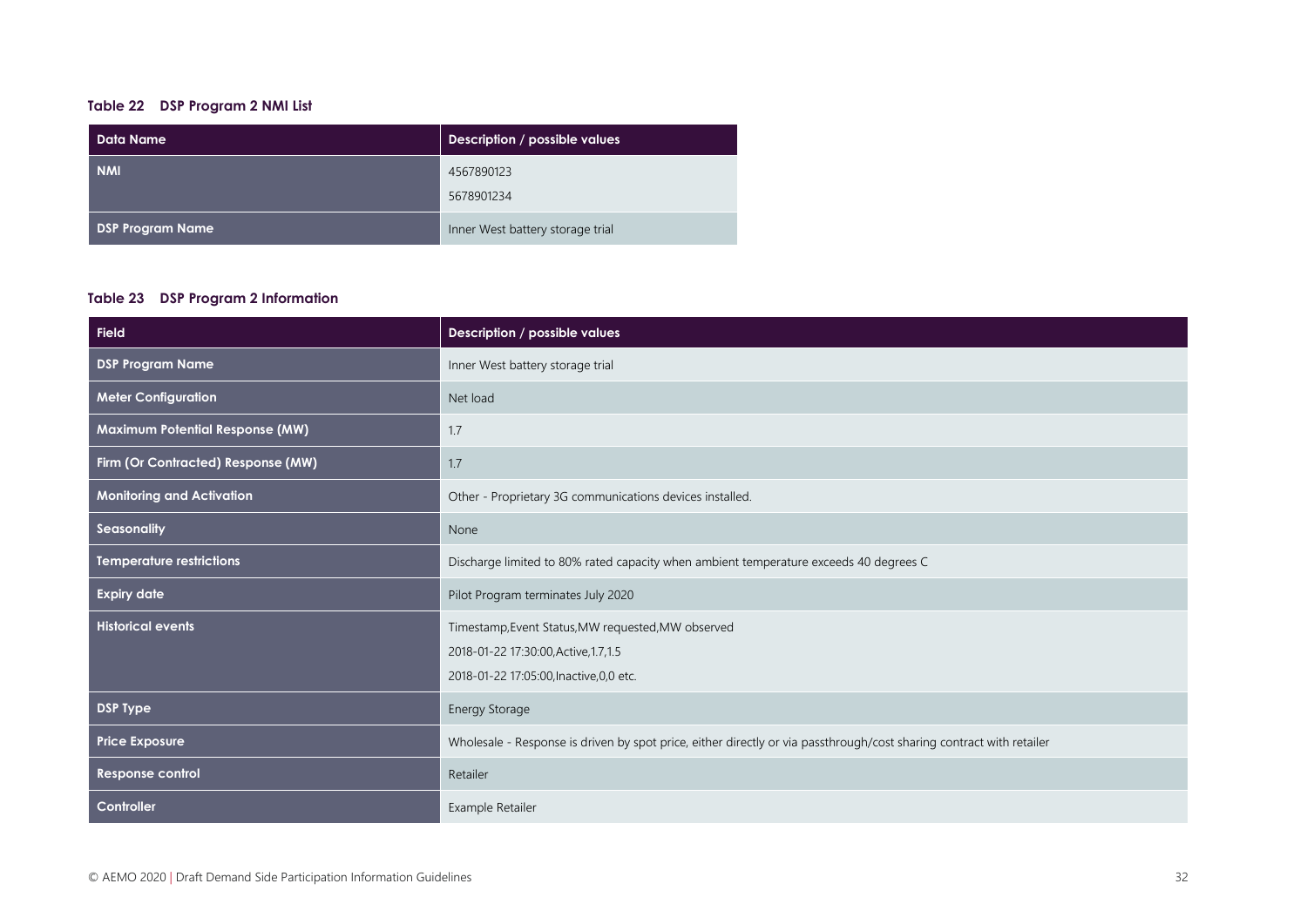**Table 22 DSP Program 2 NMI List**

| Data Name | Description / possible values |
|---|---|
| NMI | 4567890123<br>5678901234 |
| DSP Program Name | Inner West battery storage trial |

**Table 23 DSP Program 2 Information**

| Field | Description / possible values |
|---|---|
| DSP Program Name | Inner West battery storage trial |
| Meter Configuration | Net load |
| Maximum Potential Response (MW) | 1.7 |
| Firm (Or Contracted) Response (MW) | 1.7 |
| Monitoring and Activation | Other - Proprietary 3G communications devices installed. |
| Seasonality | None |
| Temperature restrictions | Discharge limited to 80% rated capacity when ambient temperature exceeds 40 degrees C |
| Expiry date | Pilot Program terminates July 2020 |
| Historical events | Timestamp,Event Status,MW requested,MW observed<br>2018-01-22 17:30:00,Active,1.7,1.5<br>2018-01-22 17:05:00,Inactive,0,0 etc. |
| DSP Type | Energy Storage |
| Price Exposure | Wholesale - Response is driven by spot price, either directly or via passthrough/cost sharing contract with retailer |
| Response control | Retailer |
| Controller | Example Retailer |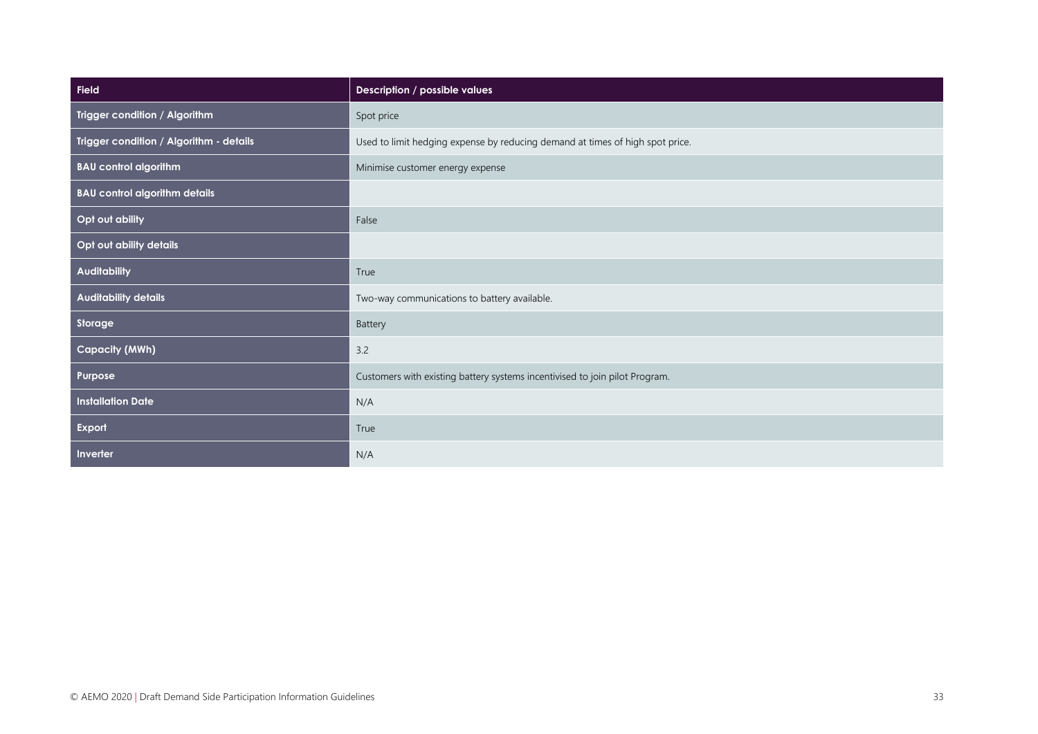| Field | Description / possible values |
| --- | --- |
| Trigger condition / Algorithm | Spot price |
| Trigger condition / Algorithm - details | Used to limit hedging expense by reducing demand at times of high spot price. |
| BAU control algorithm | Minimise customer energy expense |
| BAU control algorithm details | |
| Opt out ability | False |
| Opt out ability details | |
| Auditability | True |
| Auditability details | Two-way communications to battery available. |
| Storage | Battery |
| Capacity (MWh) | 3.2 |
| Purpose | Customers with existing battery systems incentivised to join pilot Program. |
| Installation Date | N/A |
| Export | True |
| Inverter | N/A |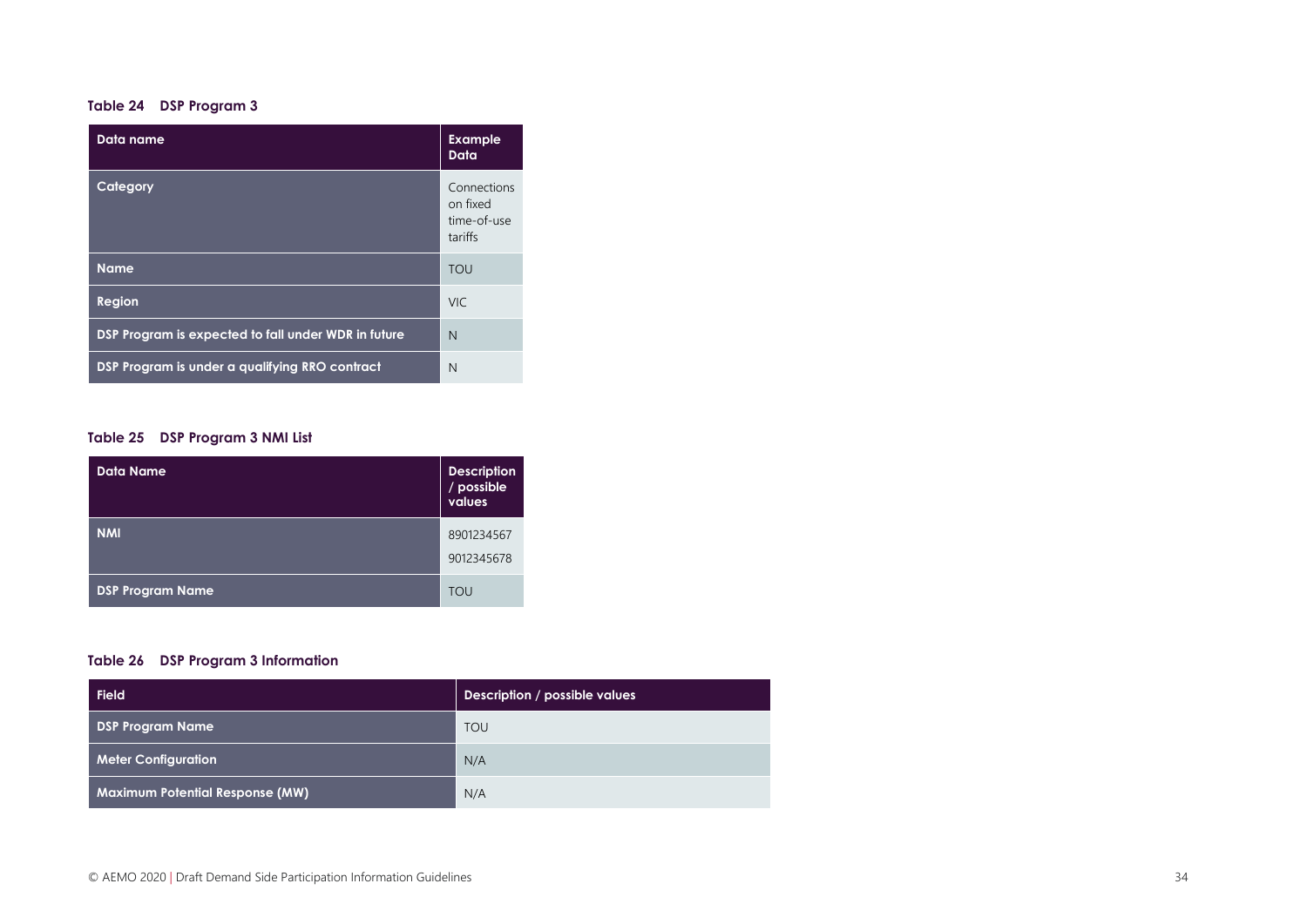**Table 24 DSP Program 3**

| Data name | Example Data |
|---|---|
| Category | Connections on fixed time-of-use tariffs |
| Name | TOU |
| Region | VIC |
| DSP Program is expected to fall under WDR in future | N |
| DSP Program is under a qualifying RRO contract | N |

**Table 25 DSP Program 3 NMI List**

| Data Name | Description / possible values |
|---|---|
| NMI | 8901234567<br>9012345678 |
| DSP Program Name | TOU |

**Table 26 DSP Program 3 Information**

| Field | Description / possible values |
|---|---|
| DSP Program Name | TOU |
| Meter Configuration | N/A |
| Maximum Potential Response (MW) | N/A |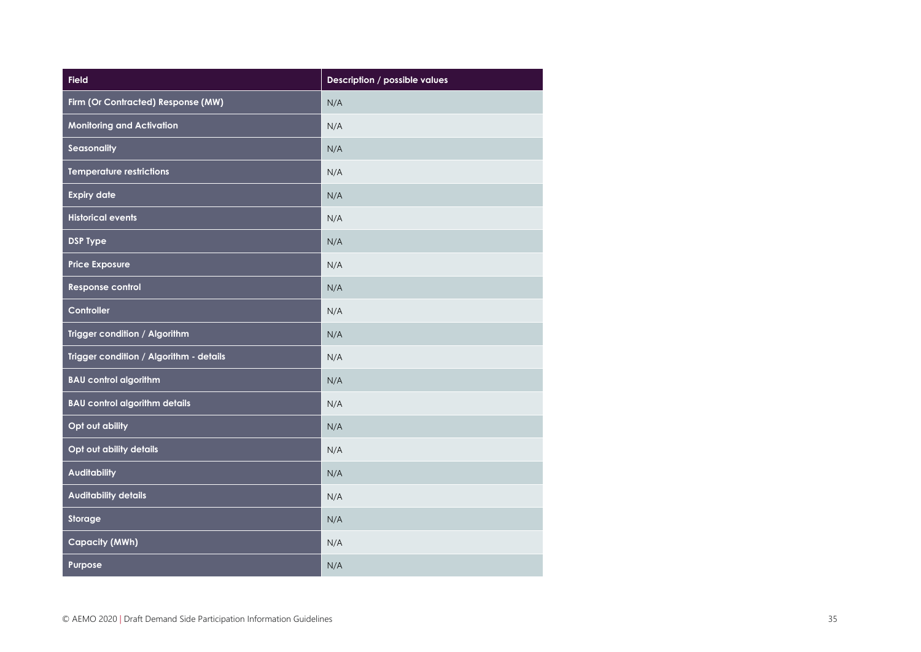| Field | Description / possible values |
| --- | --- |
| Firm (Or Contracted) Response (MW) | N/A |
| Monitoring and Activation | N/A |
| Seasonality | N/A |
| Temperature restrictions | N/A |
| Expiry date | N/A |
| Historical events | N/A |
| DSP Type | N/A |
| Price Exposure | N/A |
| Response control | N/A |
| Controller | N/A |
| Trigger condition / Algorithm | N/A |
| Trigger condition / Algorithm - details | N/A |
| BAU control algorithm | N/A |
| BAU control algorithm details | N/A |
| Opt out ability | N/A |
| Opt out ability details | N/A |
| Auditability | N/A |
| Auditability details | N/A |
| Storage | N/A |
| Capacity (MWh) | N/A |
| Purpose | N/A |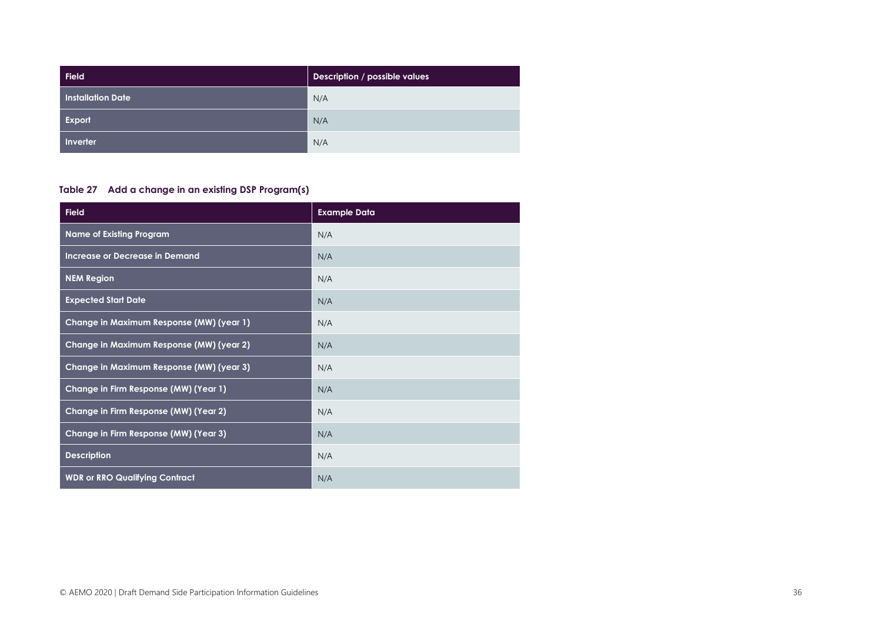| Field | Description / possible values |
| --- | --- |
| **Installation Date** | N/A |
| **Export** | N/A |
| **Inverter** | N/A |

**Table 27 Add a change in an existing DSP Program(s)**

| Field | Example Data |
| --- | --- |
| **Name of Existing Program** | N/A |
| **Increase or Decrease in Demand** | N/A |
| **NEM Region** | N/A |
| **Expected Start Date** | N/A |
| **Change in Maximum Response (MW) (year 1)** | N/A |
| **Change in Maximum Response (MW) (year 2)** | N/A |
| **Change in Maximum Response (MW) (year 3)** | N/A |
| **Change in Firm Response (MW) (Year 1)** | N/A |
| **Change in Firm Response (MW) (Year 2)** | N/A |
| **Change in Firm Response (MW) (Year 3)** | N/A |
| **Description** | N/A |
| **WDR or RRO Qualifying Contract** | N/A |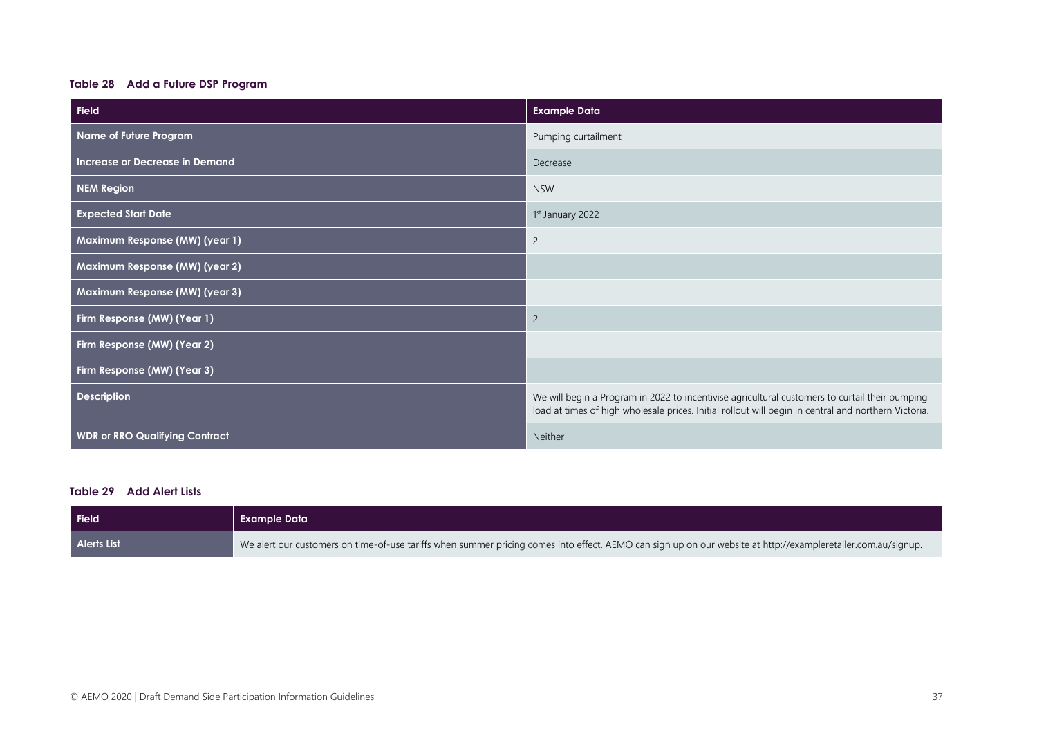**Table 28 Add a Future DSP Program**

| Field | Example Data |
| --- | --- |
| Name of Future Program | Pumping curtailment |
| Increase or Decrease in Demand | Decrease |
| NEM Region | NSW |
| Expected Start Date | 1st January 2022 |
| Maximum Response (MW) (year 1) | 2 |
| Maximum Response (MW) (year 2) | |
| Maximum Response (MW) (year 3) | |
| Firm Response (MW) (Year 1) | 2 |
| Firm Response (MW) (Year 2) | |
| Firm Response (MW) (Year 3) | |
| Description | We will begin a Program in 2022 to incentivise agricultural customers to curtail their pumping load at times of high wholesale prices. Initial rollout will begin in central and northern Victoria. |
| WDR or RRO Qualifying Contract | Neither |

**Table 29 Add Alert Lists**

| Field | Example Data |
| --- | --- |
| Alerts List | We alert our customers on time-of-use tariffs when summer pricing comes into effect. AEMO can sign up on our website at http://exampleretailer.com.au/signup. |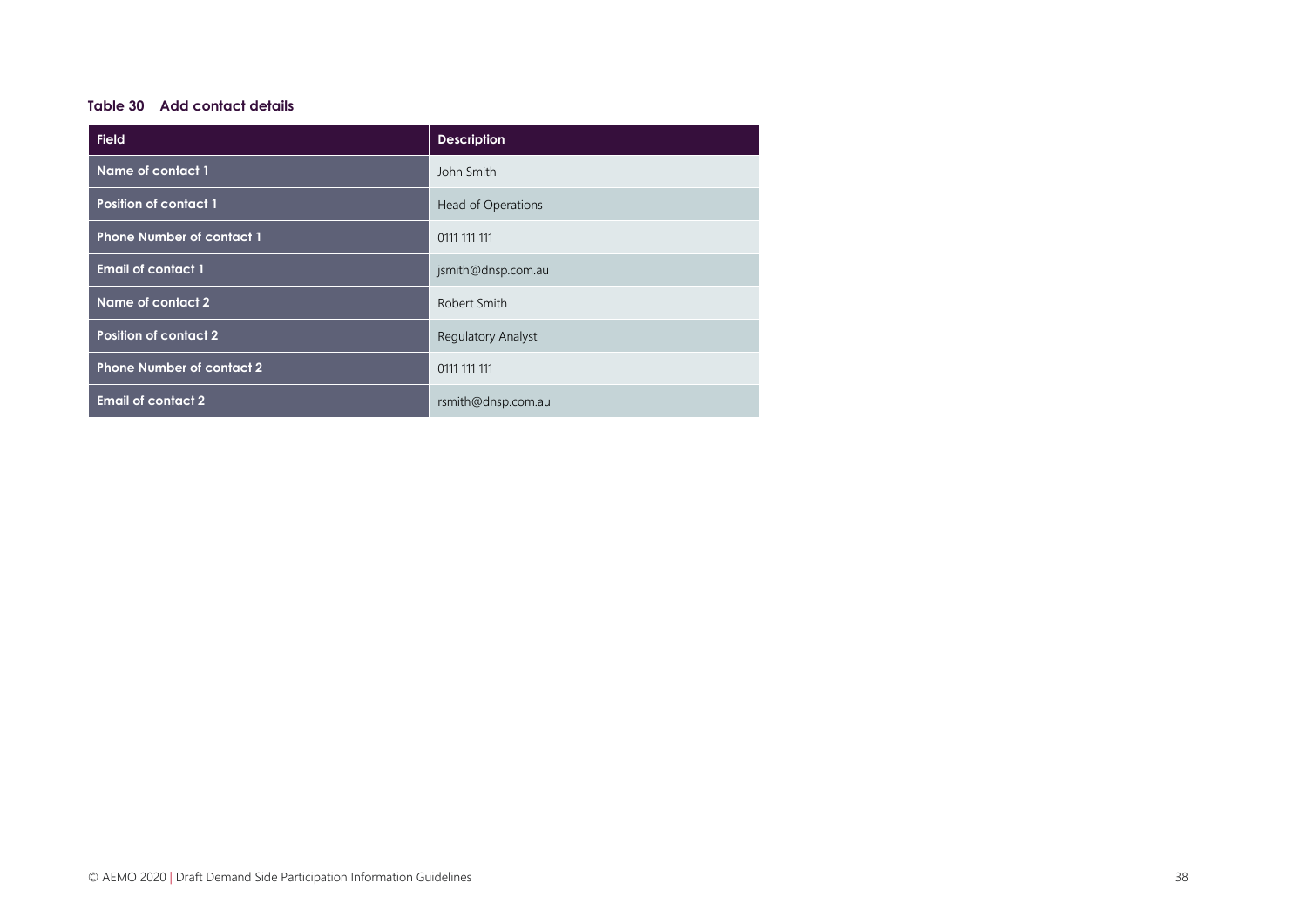**Table 30 Add contact details**

| Field | Description |
| --- | --- |
| Name of contact 1 | John Smith |
| Position of contact 1 | Head of Operations |
| Phone Number of contact 1 | 0111 111 111 |
| Email of contact 1 | jsmith@dnsp.com.au |
| Name of contact 2 | Robert Smith |
| Position of contact 2 | Regulatory Analyst |
| Phone Number of contact 2 | 0111 111 111 |
| Email of contact 2 | rsmith@dnsp.com.au |